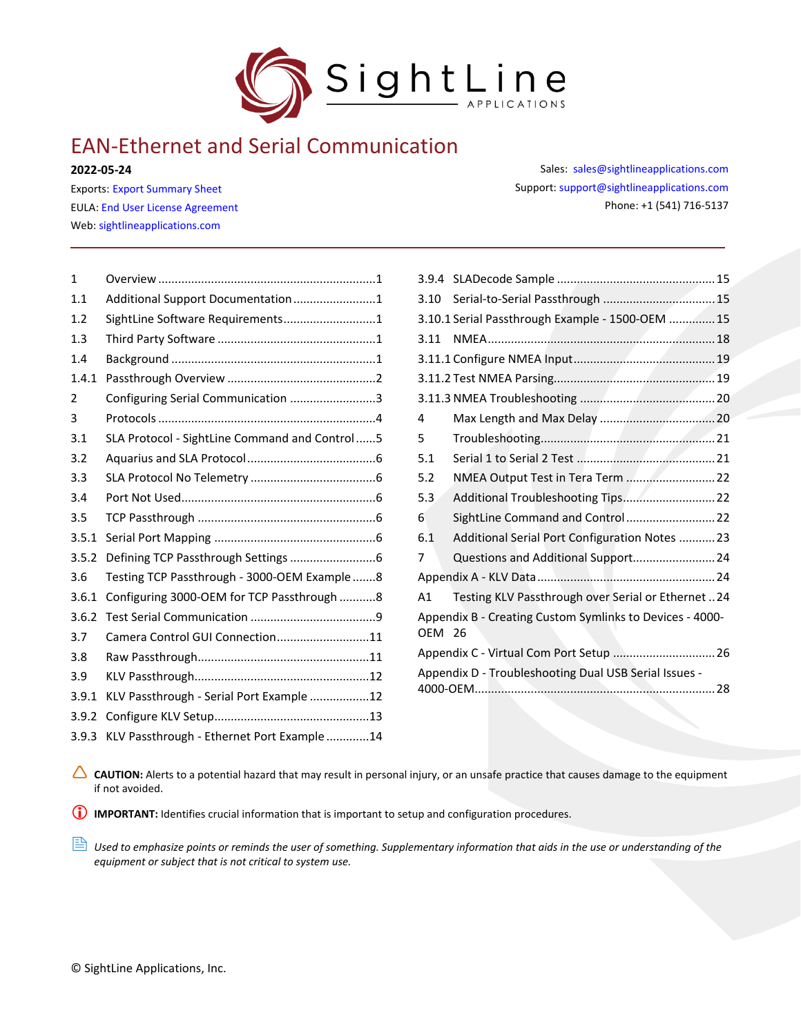# EAN-Ethernet and Serial Communication

**2022-05-24**

Exports: Export Summary Sheet
EULA: End User License Agreement
Web: sightlineapplications.com

Sales: sales@sightlineapplications.com
Support: support@sightlineapplications.com
Phone: +1 (541) 716-5137

| | | |
|---|---|---|
| 1 | Overview | 1 |
| 1.1 | Additional Support Documentation | 1 |
| 1.2 | SightLine Software Requirements | 1 |
| 1.3 | Third Party Software | 1 |
| 1.4 | Background | 1 |
| 1.4.1 | Passthrough Overview | 2 |
| 2 | Configuring Serial Communication | 3 |
| 3 | Protocols | 4 |
| 3.1 | SLA Protocol - SightLine Command and Control | 5 |
| 3.2 | Aquarius and SLA Protocol | 6 |
| 3.3 | SLA Protocol No Telemetry | 6 |
| 3.4 | Port Not Used | 6 |
| 3.5 | TCP Passthrough | 6 |
| 3.5.1 | Serial Port Mapping | 6 |
| 3.5.2 | Defining TCP Passthrough Settings | 6 |
| 3.6 | Testing TCP Passthrough - 3000-OEM Example | 8 |
| 3.6.1 | Configuring 3000-OEM for TCP Passthrough | 8 |
| 3.6.2 | Test Serial Communication | 9 |
| 3.7 | Camera Control GUI Connection | 11 |
| 3.8 | Raw Passthrough | 11 |
| 3.9 | KLV Passthrough | 12 |
| 3.9.1 | KLV Passthrough - Serial Port Example | 12 |
| 3.9.2 | Configure KLV Setup | 13 |
| 3.9.3 | KLV Passthrough - Ethernet Port Example | 14 |
| 3.9.4 | SLADecode Sample | 15 |
| 3.10 | Serial-to-Serial Passthrough | 15 |
| 3.10.1 | Serial Passthrough Example - 1500-OEM | 15 |
| 3.11 | NMEA | 18 |
| 3.11.1 | Configure NMEA Input | 19 |
| 3.11.2 | Test NMEA Parsing | 19 |
| 3.11.3 | NMEA Troubleshooting | 20 |
| 4 | Max Length and Max Delay | 20 |
| 5 | Troubleshooting | 21 |
| 5.1 | Serial 1 to Serial 2 Test | 21 |
| 5.2 | NMEA Output Test in Tera Term | 22 |
| 5.3 | Additional Troubleshooting Tips | 22 |
| 6 | SightLine Command and Control | 22 |
| 6.1 | Additional Serial Port Configuration Notes | 23 |
| 7 | Questions and Additional Support | 24 |
| Appendix A | KLV Data | 24 |
| A1 | Testing KLV Passthrough over Serial or Ethernet | 24 |
| Appendix B | Creating Custom Symlinks to Devices - 4000-OEM | 26 |
| Appendix C | Virtual Com Port Setup | 26 |
| Appendix D | Troubleshooting Dual USB Serial Issues - 4000-OEM | 28 |

**CAUTION:** Alerts to a potential hazard that may result in personal injury, or an unsafe practice that causes damage to the equipment if not avoided.

**IMPORTANT:** Identifies crucial information that is important to setup and configuration procedures.

*Used to emphasize points or reminds the user of something. Supplementary information that aids in the use or understanding of the equipment or subject that is not critical to system use.*

© SightLine Applications, Inc.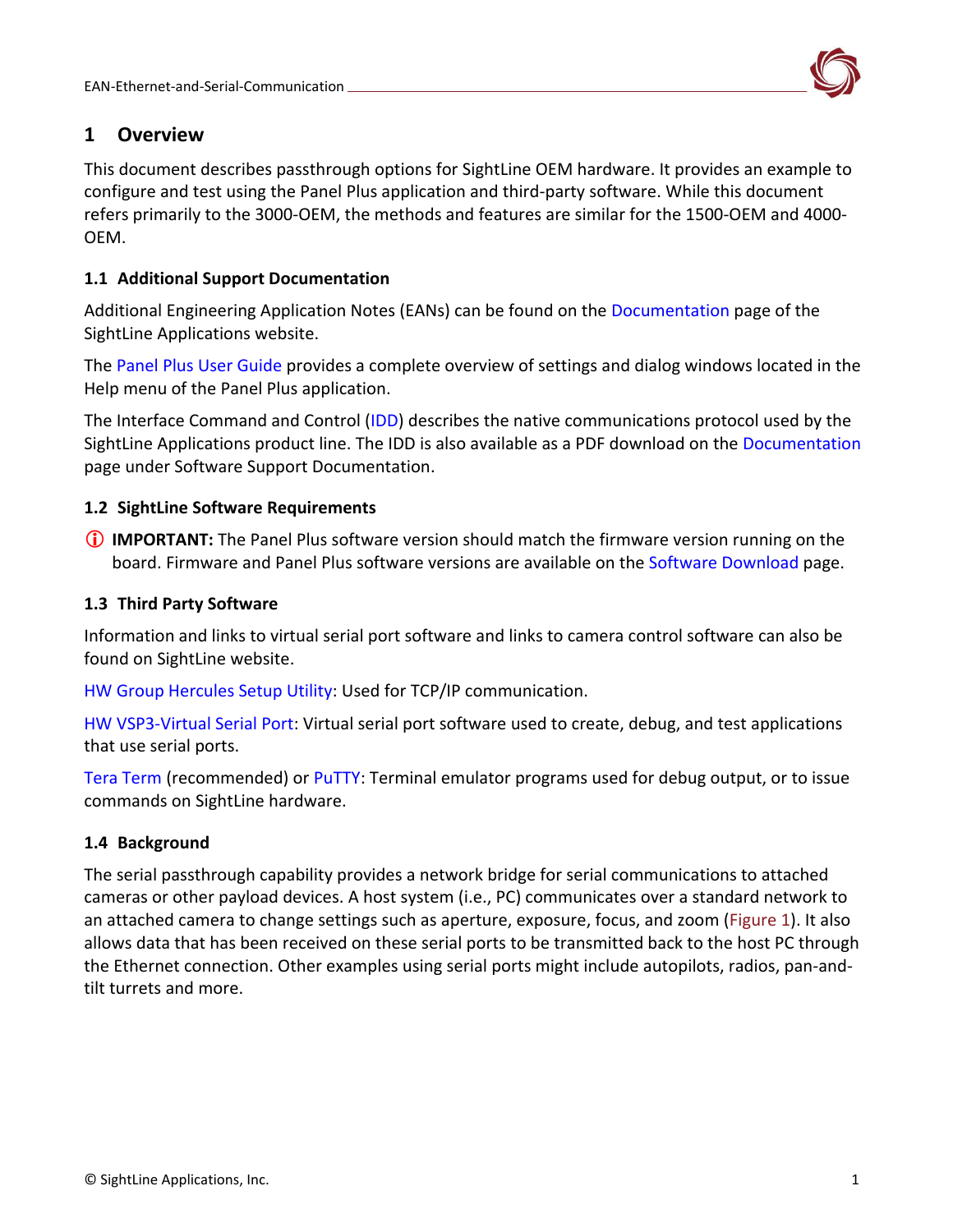# 1 Overview

This document describes passthrough options for SightLine OEM hardware. It provides an example to configure and test using the Panel Plus application and third-party software. While this document refers primarily to the 3000-OEM, the methods and features are similar for the 1500-OEM and 4000-OEM.

## 1.1 Additional Support Documentation

Additional Engineering Application Notes (EANs) can be found on the Documentation page of the SightLine Applications website.

The Panel Plus User Guide provides a complete overview of settings and dialog windows located in the Help menu of the Panel Plus application.

The Interface Command and Control (IDD) describes the native communications protocol used by the SightLine Applications product line. The IDD is also available as a PDF download on the Documentation page under Software Support Documentation.

## 1.2 SightLine Software Requirements

ⓘ **IMPORTANT:** The Panel Plus software version should match the firmware version running on the board. Firmware and Panel Plus software versions are available on the Software Download page.

## 1.3 Third Party Software

Information and links to virtual serial port software and links to camera control software can also be found on SightLine website.

HW Group Hercules Setup Utility: Used for TCP/IP communication.

HW VSP3-Virtual Serial Port: Virtual serial port software used to create, debug, and test applications that use serial ports.

Tera Term (recommended) or PuTTY: Terminal emulator programs used for debug output, or to issue commands on SightLine hardware.

## 1.4 Background

The serial passthrough capability provides a network bridge for serial communications to attached cameras or other payload devices. A host system (i.e., PC) communicates over a standard network to an attached camera to change settings such as aperture, exposure, focus, and zoom (Figure 1). It also allows data that has been received on these serial ports to be transmitted back to the host PC through the Ethernet connection. Other examples using serial ports might include autopilots, radios, pan-and-tilt turrets and more.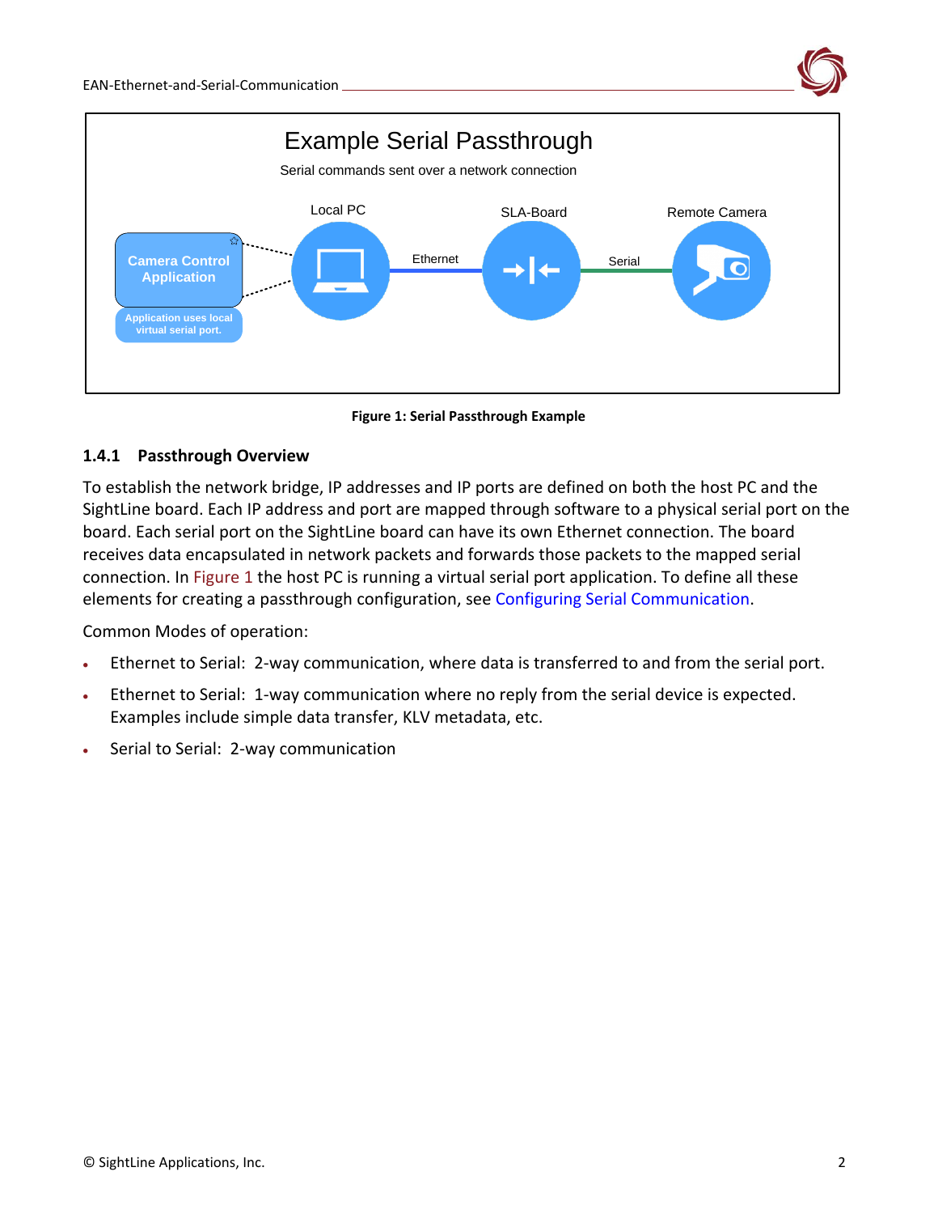Figure 1: Serial Passthrough Example

### 1.4.1 Passthrough Overview

To establish the network bridge, IP addresses and IP ports are defined on both the host PC and the SightLine board. Each IP address and port are mapped through software to a physical serial port on the board. Each serial port on the SightLine board can have its own Ethernet connection. The board receives data encapsulated in network packets and forwards those packets to the mapped serial connection. In Figure 1 the host PC is running a virtual serial port application. To define all these elements for creating a passthrough configuration, see Configuring Serial Communication.

Common Modes of operation:

- Ethernet to Serial: 2-way communication, where data is transferred to and from the serial port.
- Ethernet to Serial: 1-way communication where no reply from the serial device is expected. Examples include simple data transfer, KLV metadata, etc.
- Serial to Serial: 2-way communication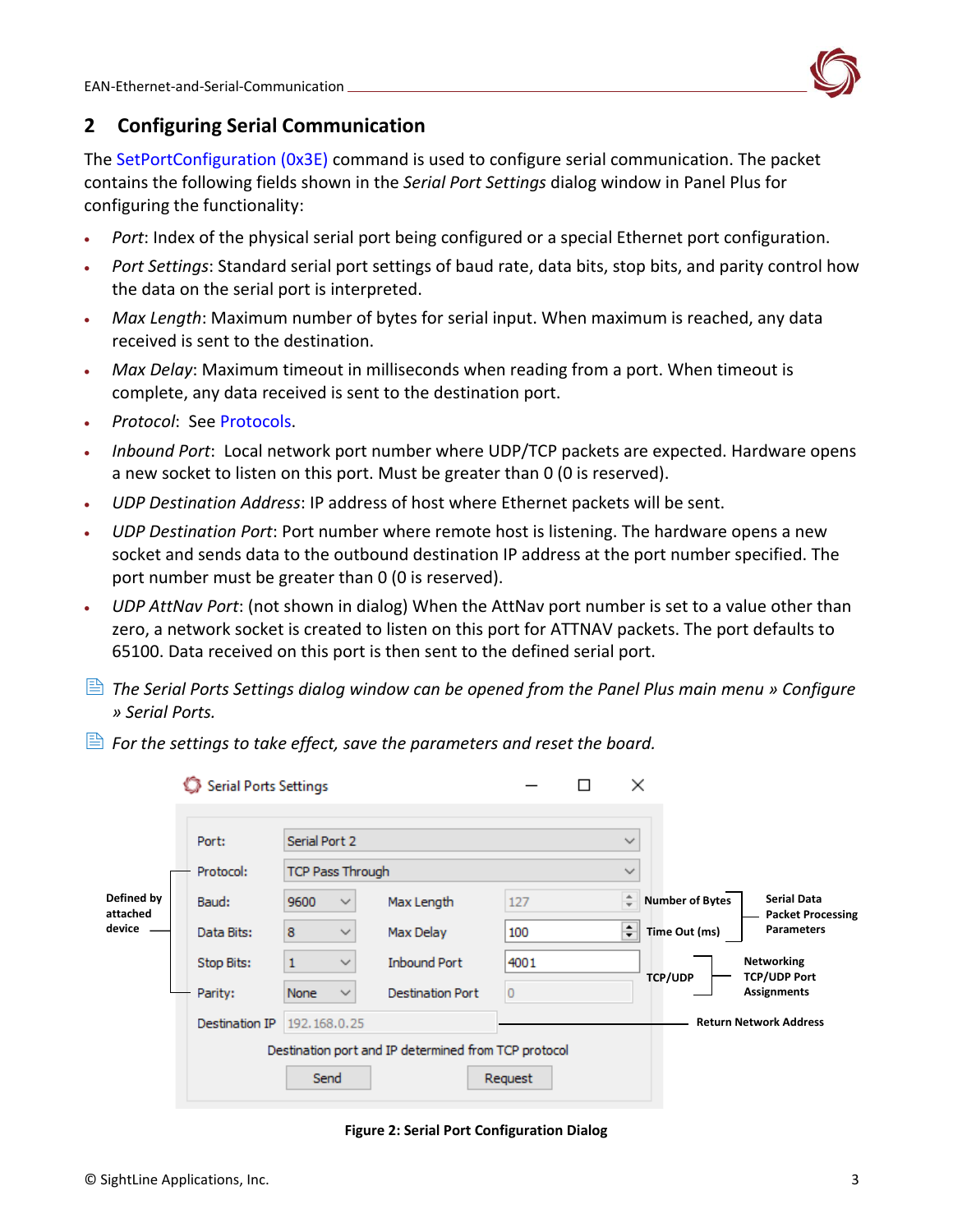## 2 Configuring Serial Communication

The SetPortConfiguration (0x3E) command is used to configure serial communication. The packet contains the following fields shown in the *Serial Port Settings* dialog window in Panel Plus for configuring the functionality:

- *Port*: Index of the physical serial port being configured or a special Ethernet port configuration.
- *Port Settings*: Standard serial port settings of baud rate, data bits, stop bits, and parity control how the data on the serial port is interpreted.
- *Max Length*: Maximum number of bytes for serial input. When maximum is reached, any data received is sent to the destination.
- *Max Delay*: Maximum timeout in milliseconds when reading from a port. When timeout is complete, any data received is sent to the destination port.
- *Protocol*: See Protocols.
- *Inbound Port*: Local network port number where UDP/TCP packets are expected. Hardware opens a new socket to listen on this port. Must be greater than 0 (0 is reserved).
- *UDP Destination Address*: IP address of host where Ethernet packets will be sent.
- *UDP Destination Port*: Port number where remote host is listening. The hardware opens a new socket and sends data to the outbound destination IP address at the port number specified. The port number must be greater than 0 (0 is reserved).
- *UDP AttNav Port*: (not shown in dialog) When the AttNav port number is set to a value other than zero, a network socket is created to listen on this port for ATTNAV packets. The port defaults to 65100. Data received on this port is then sent to the defined serial port.

*The Serial Ports Settings dialog window can be opened from the Panel Plus main menu » Configure » Serial Ports.*

*For the settings to take effect, save the parameters and reset the board.*

Serial Ports Settings

| | | | |
|---|---|---|---|
| Port: | Serial Port 2 | | |
| Protocol: | TCP Pass Through | | |
| Baud: | 9600 | Max Length | 127 |
| Data Bits: | 8 | Max Delay | 100 |
| Stop Bits: | 1 | Inbound Port | 4001 |
| Parity: | None | Destination Port | 0 |
| Destination IP | 192.168.0.25 | | |

Destination port and IP determined from TCP protocol

Send | Request

Defined by attached device (Protocol, Baud, Data Bits, Stop Bits, Parity)

Number of Bytes / Time Out (ms) — Serial Data Packet Processing Parameters

TCP/UDP — Networking TCP/UDP Port Assignments

Return Network Address

**Figure 2: Serial Port Configuration Dialog**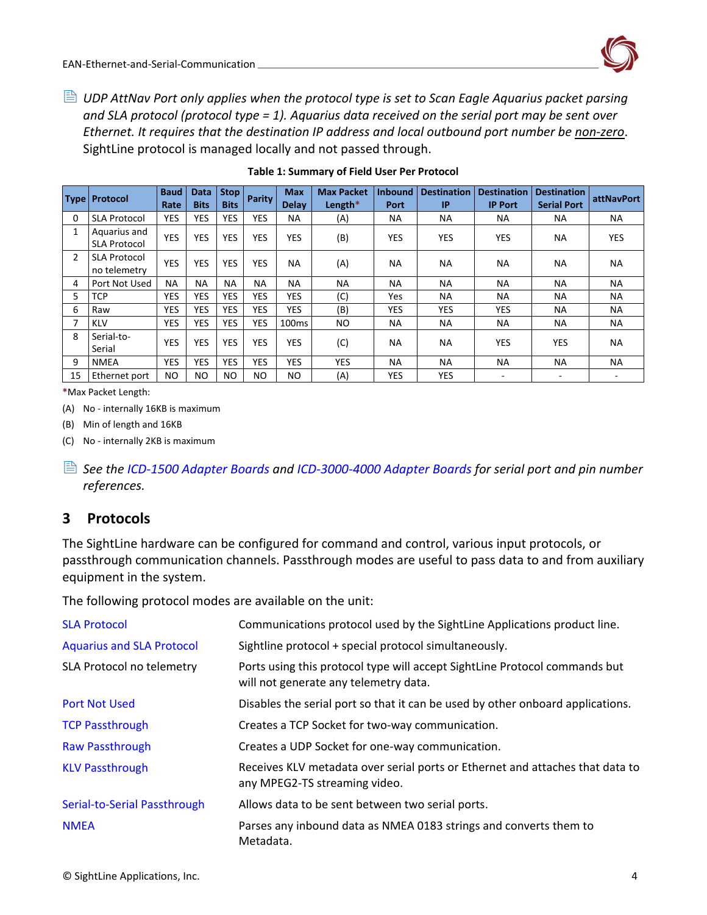*UDP AttNav Port only applies when the protocol type is set to Scan Eagle Aquarius packet parsing and SLA protocol (protocol type = 1). Aquarius data received on the serial port may be sent over Ethernet. It requires that the destination IP address and local outbound port number be non-zero.* SightLine protocol is managed locally and not passed through.

**Table 1: Summary of Field User Per Protocol**

| Type | Protocol | Baud Rate | Data Bits | Stop Bits | Parity | Max Delay | Max Packet Length* | Inbound Port | Destination IP | Destination IP Port | Destination Serial Port | attNavPort |
|---|---|---|---|---|---|---|---|---|---|---|---|---|
| 0 | SLA Protocol | YES | YES | YES | YES | NA | (A) | NA | NA | NA | NA | NA |
| 1 | Aquarius and SLA Protocol | YES | YES | YES | YES | YES | (B) | YES | YES | YES | NA | YES |
| 2 | SLA Protocol no telemetry | YES | YES | YES | YES | NA | (A) | NA | NA | NA | NA | NA |
| 4 | Port Not Used | NA | NA | NA | NA | NA | NA | NA | NA | NA | NA | NA |
| 5 | TCP | YES | YES | YES | YES | YES | (C) | Yes | NA | NA | NA | NA |
| 6 | Raw | YES | YES | YES | YES | YES | (B) | YES | YES | YES | NA | NA |
| 7 | KLV | YES | YES | YES | YES | 100ms | NO | NA | NA | NA | NA | NA |
| 8 | Serial-to-Serial | YES | YES | YES | YES | YES | (C) | NA | NA | YES | YES | NA |
| 9 | NMEA | YES | YES | YES | YES | YES | YES | NA | NA | NA | NA | NA |
| 15 | Ethernet port | NO | NO | NO | NO | NO | (A) | YES | YES | - | - | - |

*Max Packet Length:

(A) No - internally 16KB is maximum

(B) Min of length and 16KB

(C) No - internally 2KB is maximum

*See the ICD-1500 Adapter Boards and ICD-3000-4000 Adapter Boards for serial port and pin number references.*

## 3 Protocols

The SightLine hardware can be configured for command and control, various input protocols, or passthrough communication channels. Passthrough modes are useful to pass data to and from auxiliary equipment in the system.

The following protocol modes are available on the unit:

| | |
|---|---|
| SLA Protocol | Communications protocol used by the SightLine Applications product line. |
| Aquarius and SLA Protocol | Sightline protocol + special protocol simultaneously. |
| SLA Protocol no telemetry | Ports using this protocol type will accept SightLine Protocol commands but will not generate any telemetry data. |
| Port Not Used | Disables the serial port so that it can be used by other onboard applications. |
| TCP Passthrough | Creates a TCP Socket for two-way communication. |
| Raw Passthrough | Creates a UDP Socket for one-way communication. |
| KLV Passthrough | Receives KLV metadata over serial ports or Ethernet and attaches that data to any MPEG2-TS streaming video. |
| Serial-to-Serial Passthrough | Allows data to be sent between two serial ports. |
| NMEA | Parses any inbound data as NMEA 0183 strings and converts them to Metadata. |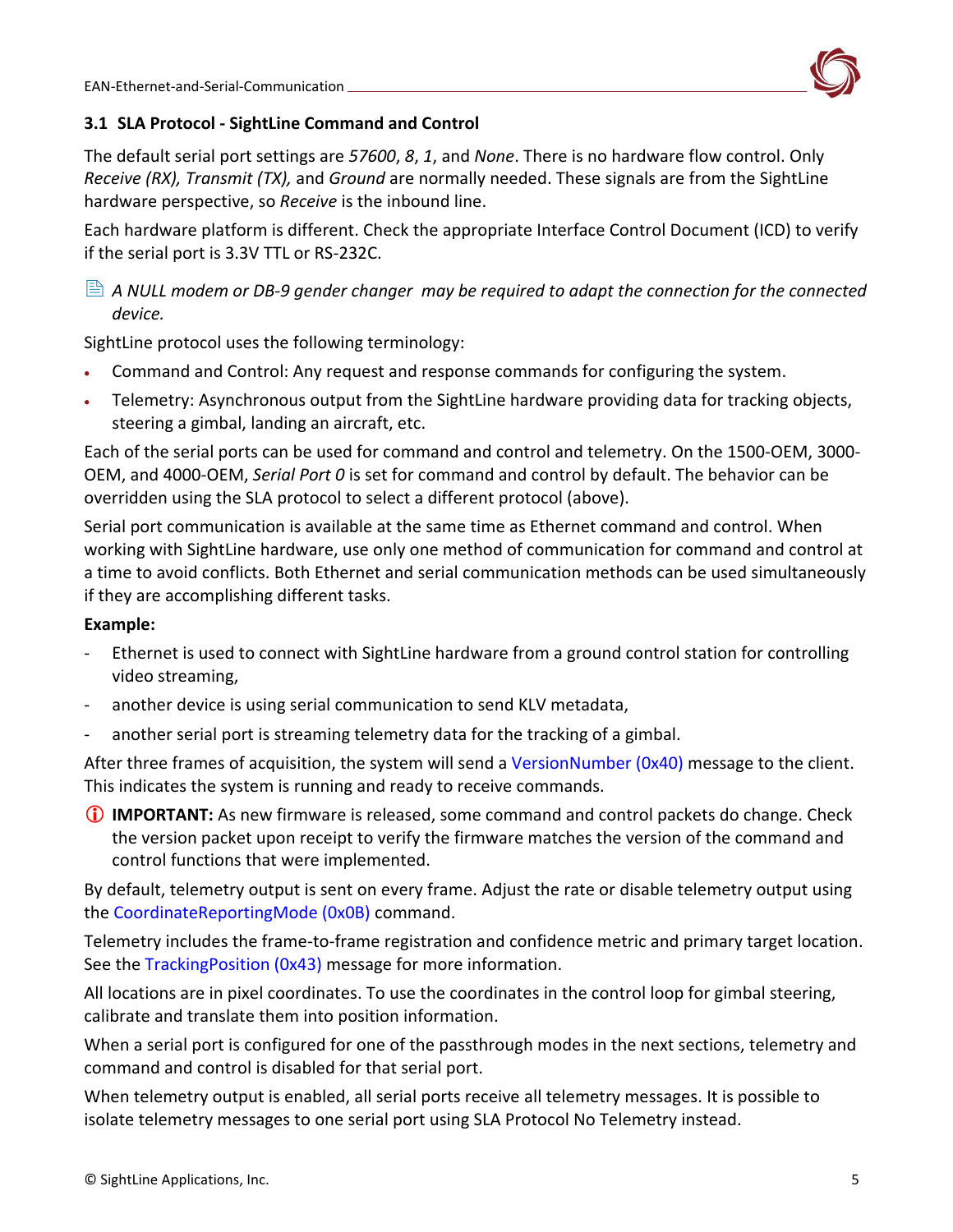### 3.1 SLA Protocol - SightLine Command and Control

The default serial port settings are *57600*, *8*, *1*, and *None*. There is no hardware flow control. Only *Receive (RX), Transmit (TX),* and *Ground* are normally needed. These signals are from the SightLine hardware perspective, so *Receive* is the inbound line.

Each hardware platform is different. Check the appropriate Interface Control Document (ICD) to verify if the serial port is 3.3V TTL or RS-232C.

*A NULL modem or DB-9 gender changer may be required to adapt the connection for the connected device.*

SightLine protocol uses the following terminology:

- Command and Control: Any request and response commands for configuring the system.
- Telemetry: Asynchronous output from the SightLine hardware providing data for tracking objects, steering a gimbal, landing an aircraft, etc.

Each of the serial ports can be used for command and control and telemetry. On the 1500-OEM, 3000-OEM, and 4000-OEM, *Serial Port 0* is set for command and control by default. The behavior can be overridden using the SLA protocol to select a different protocol (above).

Serial port communication is available at the same time as Ethernet command and control. When working with SightLine hardware, use only one method of communication for command and control at a time to avoid conflicts. Both Ethernet and serial communication methods can be used simultaneously if they are accomplishing different tasks.

**Example:**

- Ethernet is used to connect with SightLine hardware from a ground control station for controlling video streaming,
- another device is using serial communication to send KLV metadata,
- another serial port is streaming telemetry data for the tracking of a gimbal.

After three frames of acquisition, the system will send a VersionNumber (0x40) message to the client. This indicates the system is running and ready to receive commands.

**IMPORTANT:** As new firmware is released, some command and control packets do change. Check the version packet upon receipt to verify the firmware matches the version of the command and control functions that were implemented.

By default, telemetry output is sent on every frame. Adjust the rate or disable telemetry output using the CoordinateReportingMode (0x0B) command.

Telemetry includes the frame-to-frame registration and confidence metric and primary target location. See the TrackingPosition (0x43) message for more information.

All locations are in pixel coordinates. To use the coordinates in the control loop for gimbal steering, calibrate and translate them into position information.

When a serial port is configured for one of the passthrough modes in the next sections, telemetry and command and control is disabled for that serial port.

When telemetry output is enabled, all serial ports receive all telemetry messages. It is possible to isolate telemetry messages to one serial port using SLA Protocol No Telemetry instead.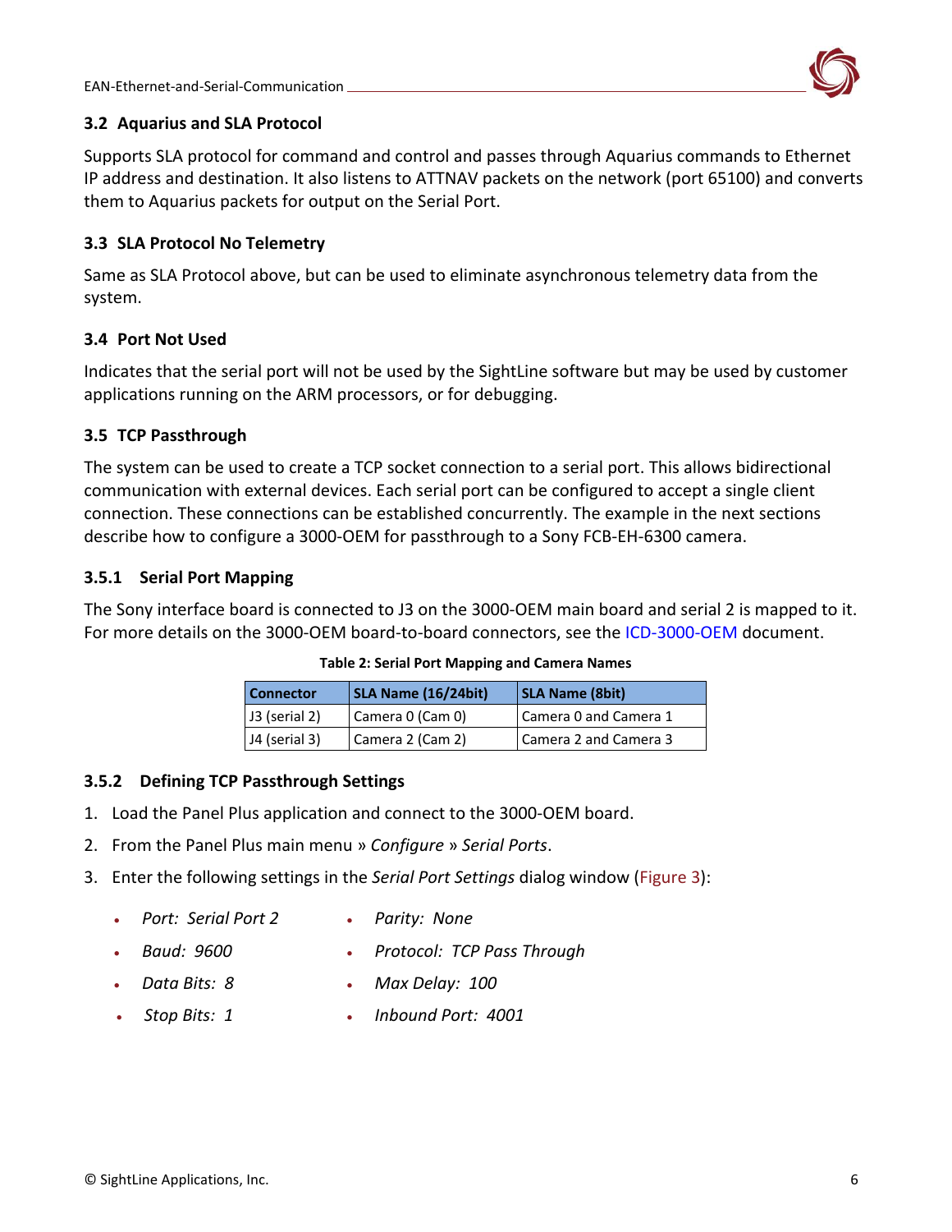### 3.2 Aquarius and SLA Protocol

Supports SLA protocol for command and control and passes through Aquarius commands to Ethernet IP address and destination. It also listens to ATTNAV packets on the network (port 65100) and converts them to Aquarius packets for output on the Serial Port.

### 3.3 SLA Protocol No Telemetry

Same as SLA Protocol above, but can be used to eliminate asynchronous telemetry data from the system.

### 3.4 Port Not Used

Indicates that the serial port will not be used by the SightLine software but may be used by customer applications running on the ARM processors, or for debugging.

### 3.5 TCP Passthrough

The system can be used to create a TCP socket connection to a serial port. This allows bidirectional communication with external devices. Each serial port can be configured to accept a single client connection. These connections can be established concurrently. The example in the next sections describe how to configure a 3000-OEM for passthrough to a Sony FCB-EH-6300 camera.

#### 3.5.1 Serial Port Mapping

The Sony interface board is connected to J3 on the 3000-OEM main board and serial 2 is mapped to it. For more details on the 3000-OEM board-to-board connectors, see the ICD-3000-OEM document.

**Table 2: Serial Port Mapping and Camera Names**

| Connector | SLA Name (16/24bit) | SLA Name (8bit) |
| --- | --- | --- |
| J3 (serial 2) | Camera 0 (Cam 0) | Camera 0 and Camera 1 |
| J4 (serial 3) | Camera 2 (Cam 2) | Camera 2 and Camera 3 |

#### 3.5.2 Defining TCP Passthrough Settings

1. Load the Panel Plus application and connect to the 3000-OEM board.
2. From the Panel Plus main menu » *Configure* » *Serial Ports*.
3. Enter the following settings in the *Serial Port Settings* dialog window (Figure 3):

- *Port: Serial Port 2*
- *Baud: 9600*
- *Data Bits: 8*
- *Stop Bits: 1*
- *Parity: None*
- *Protocol: TCP Pass Through*
- *Max Delay: 100*
- *Inbound Port: 4001*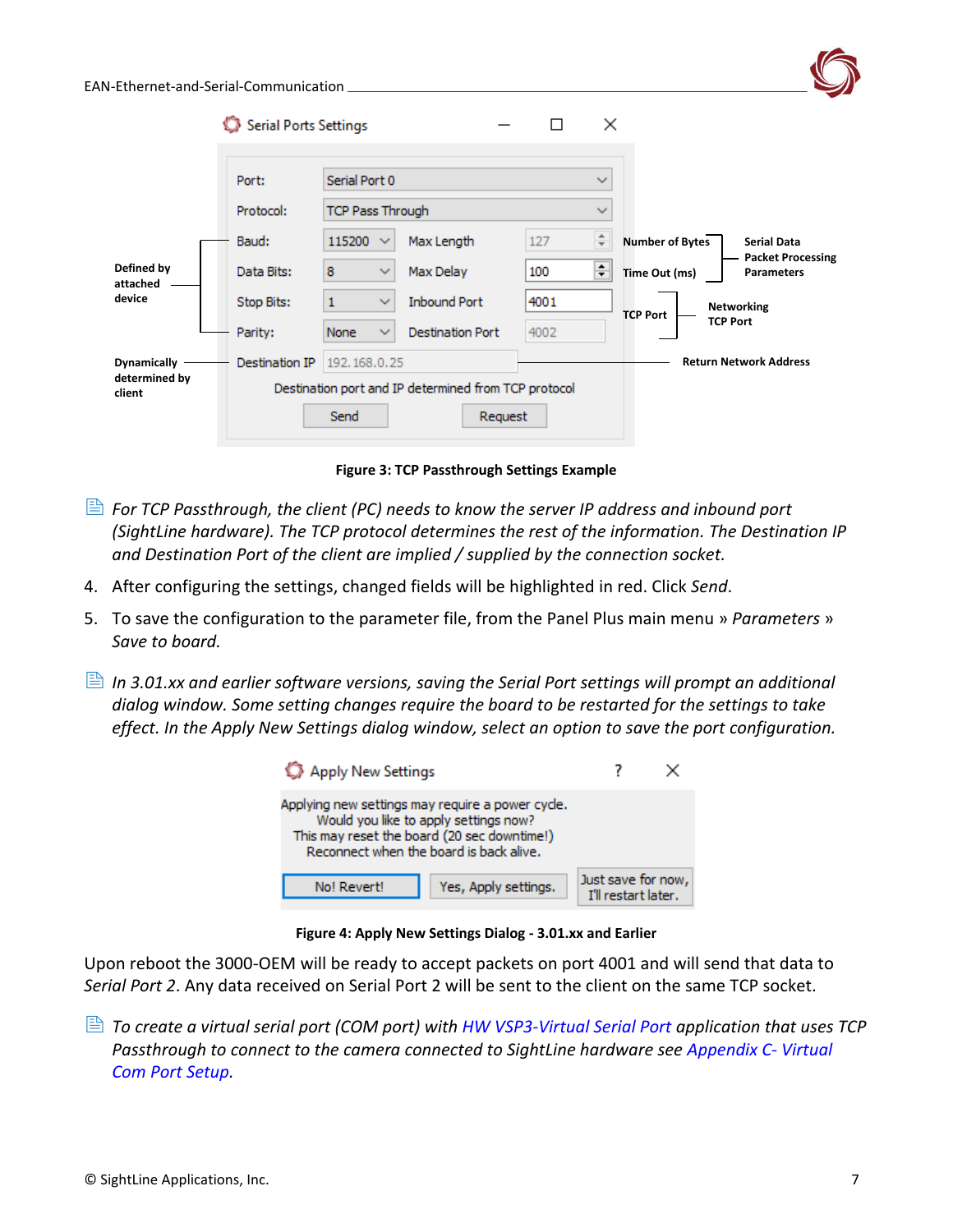Figure 3: TCP Passthrough Settings Example

*For TCP Passthrough, the client (PC) needs to know the server IP address and inbound port (SightLine hardware). The TCP protocol determines the rest of the information. The Destination IP and Destination Port of the client are implied / supplied by the connection socket.*

4. After configuring the settings, changed fields will be highlighted in red. Click *Send*.
5. To save the configuration to the parameter file, from the Panel Plus main menu » *Parameters* » *Save to board.*

*In 3.01.xx and earlier software versions, saving the Serial Port settings will prompt an additional dialog window. Some setting changes require the board to be restarted for the settings to take effect. In the Apply New Settings dialog window, select an option to save the port configuration.*

Figure 4: Apply New Settings Dialog - 3.01.xx and Earlier

Upon reboot the 3000-OEM will be ready to accept packets on port 4001 and will send that data to *Serial Port 2*. Any data received on Serial Port 2 will be sent to the client on the same TCP socket.

*To create a virtual serial port (COM port) with HW VSP3-Virtual Serial Port application that uses TCP Passthrough to connect to the camera connected to SightLine hardware see Appendix C- Virtual Com Port Setup.*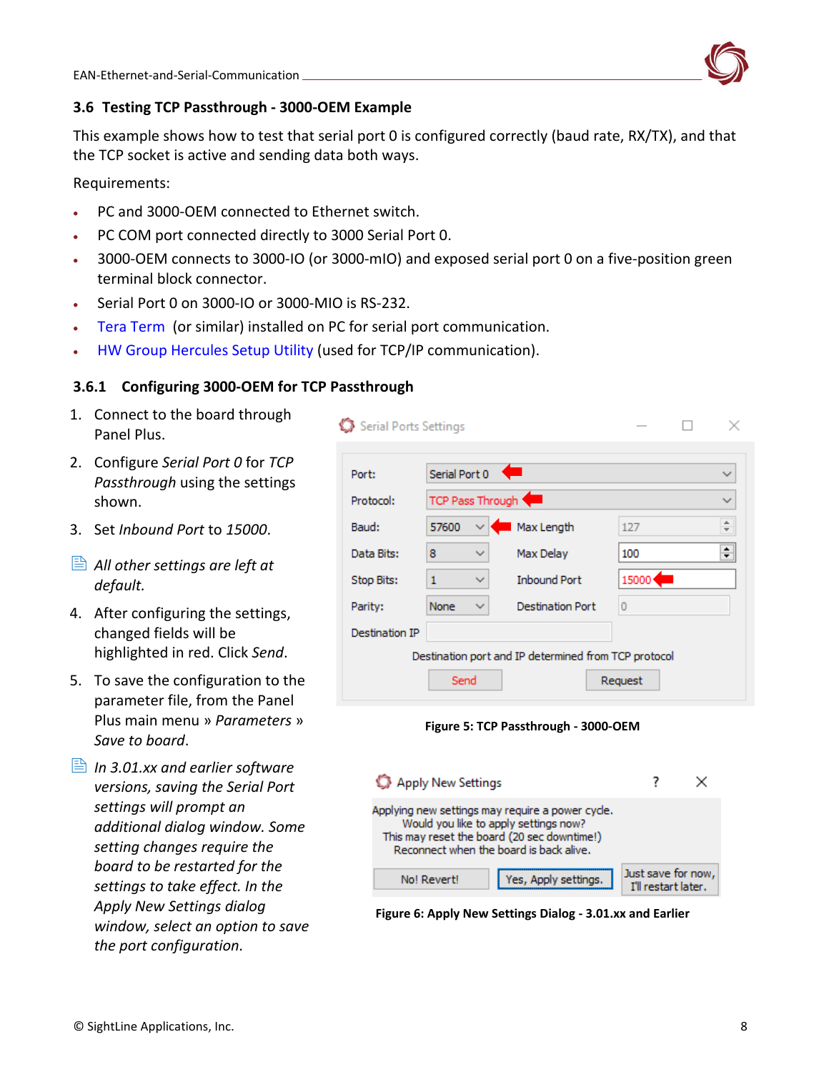### 3.6 Testing TCP Passthrough - 3000-OEM Example

This example shows how to test that serial port 0 is configured correctly (baud rate, RX/TX), and that the TCP socket is active and sending data both ways.

Requirements:

- PC and 3000-OEM connected to Ethernet switch.
- PC COM port connected directly to 3000 Serial Port 0.
- 3000-OEM connects to 3000-IO (or 3000-mIO) and exposed serial port 0 on a five-position green terminal block connector.
- Serial Port 0 on 3000-IO or 3000-MIO is RS-232.
- Tera Term (or similar) installed on PC for serial port communication.
- HW Group Hercules Setup Utility (used for TCP/IP communication).

#### 3.6.1 Configuring 3000-OEM for TCP Passthrough

1. Connect to the board through Panel Plus.
2. Configure *Serial Port 0* for *TCP Passthrough* using the settings shown.
3. Set *Inbound Port* to *15000*.

*All other settings are left at default.*

4. After configuring the settings, changed fields will be highlighted in red. Click *Send*.
5. To save the configuration to the parameter file, from the Panel Plus main menu » *Parameters* » *Save to board*.

*In 3.01.xx and earlier software versions, saving the Serial Port settings will prompt an additional dialog window. Some setting changes require the board to be restarted for the settings to take effect. In the Apply New Settings dialog window, select an option to save the port configuration.*

**Figure 5: TCP Passthrough - 3000-OEM**

**Figure 6: Apply New Settings Dialog - 3.01.xx and Earlier**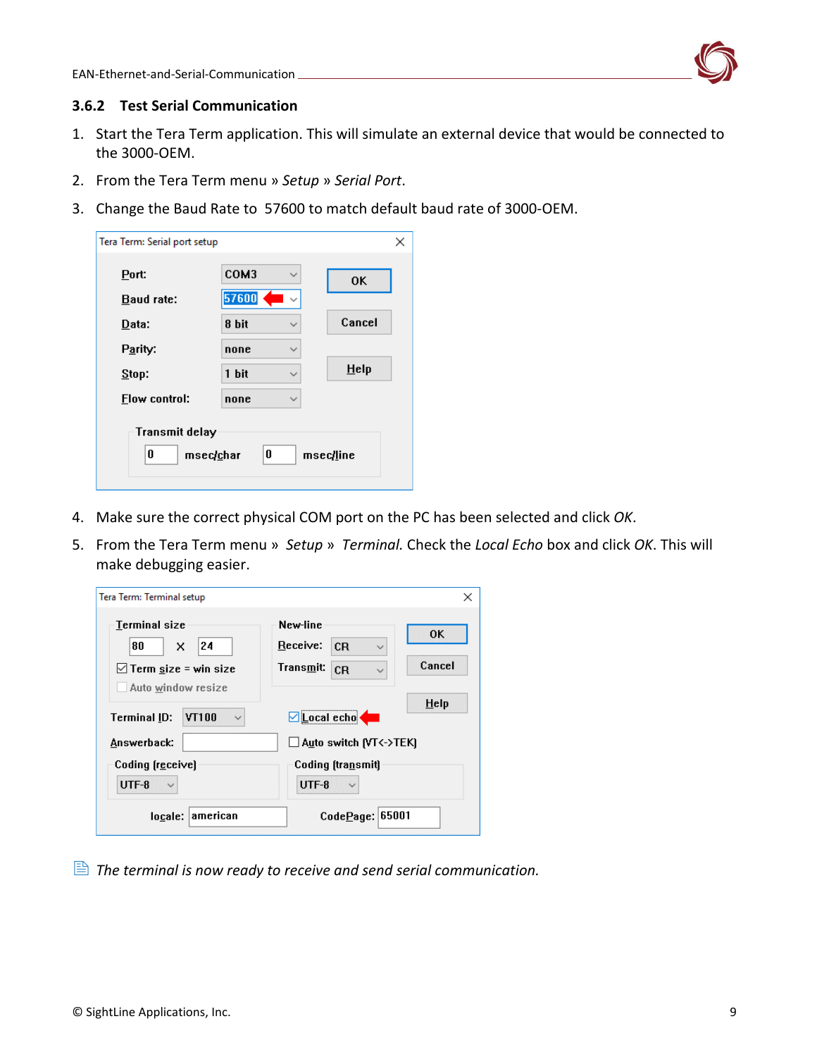### 3.6.2 Test Serial Communication

1. Start the Tera Term application. This will simulate an external device that would be connected to the 3000-OEM.
2. From the Tera Term menu » *Setup* » *Serial Port*.
3. Change the Baud Rate to 57600 to match default baud rate of 3000-OEM.
4. Make sure the correct physical COM port on the PC has been selected and click *OK*.
5. From the Tera Term menu » *Setup* » *Terminal*. Check the *Local Echo* box and click *OK*. This will make debugging easier.

*The terminal is now ready to receive and send serial communication.*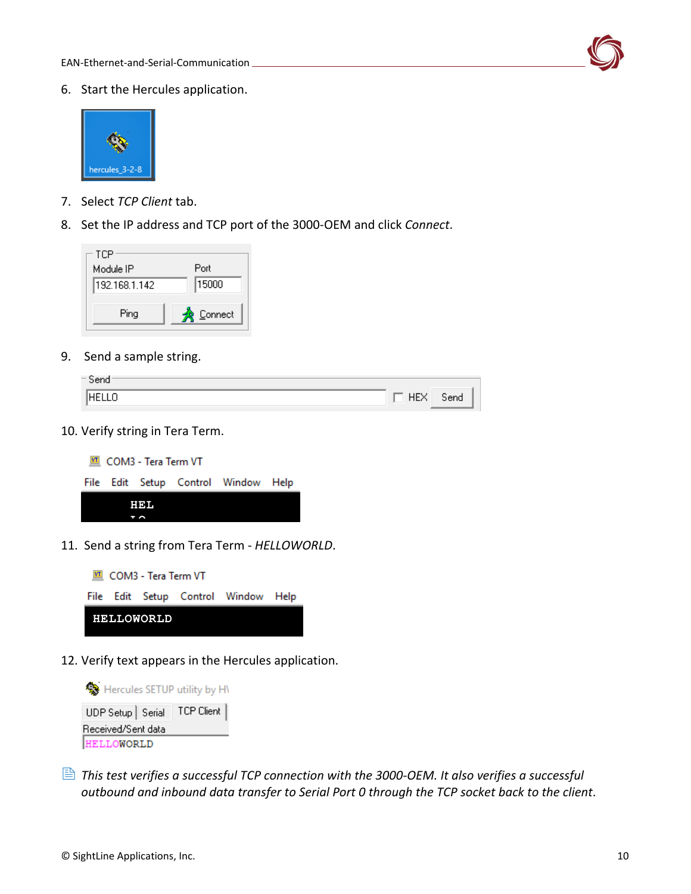6. Start the Hercules application.

7. Select *TCP Client* tab.
8. Set the IP address and TCP port of the 3000-OEM and click *Connect*.

9. Send a sample string.

10. Verify string in Tera Term.

11. Send a string from Tera Term - *HELLOWORLD*.

12. Verify text appears in the Hercules application.

*This test verifies a successful TCP connection with the 3000-OEM. It also verifies a successful outbound and inbound data transfer to Serial Port 0 through the TCP socket back to the client.*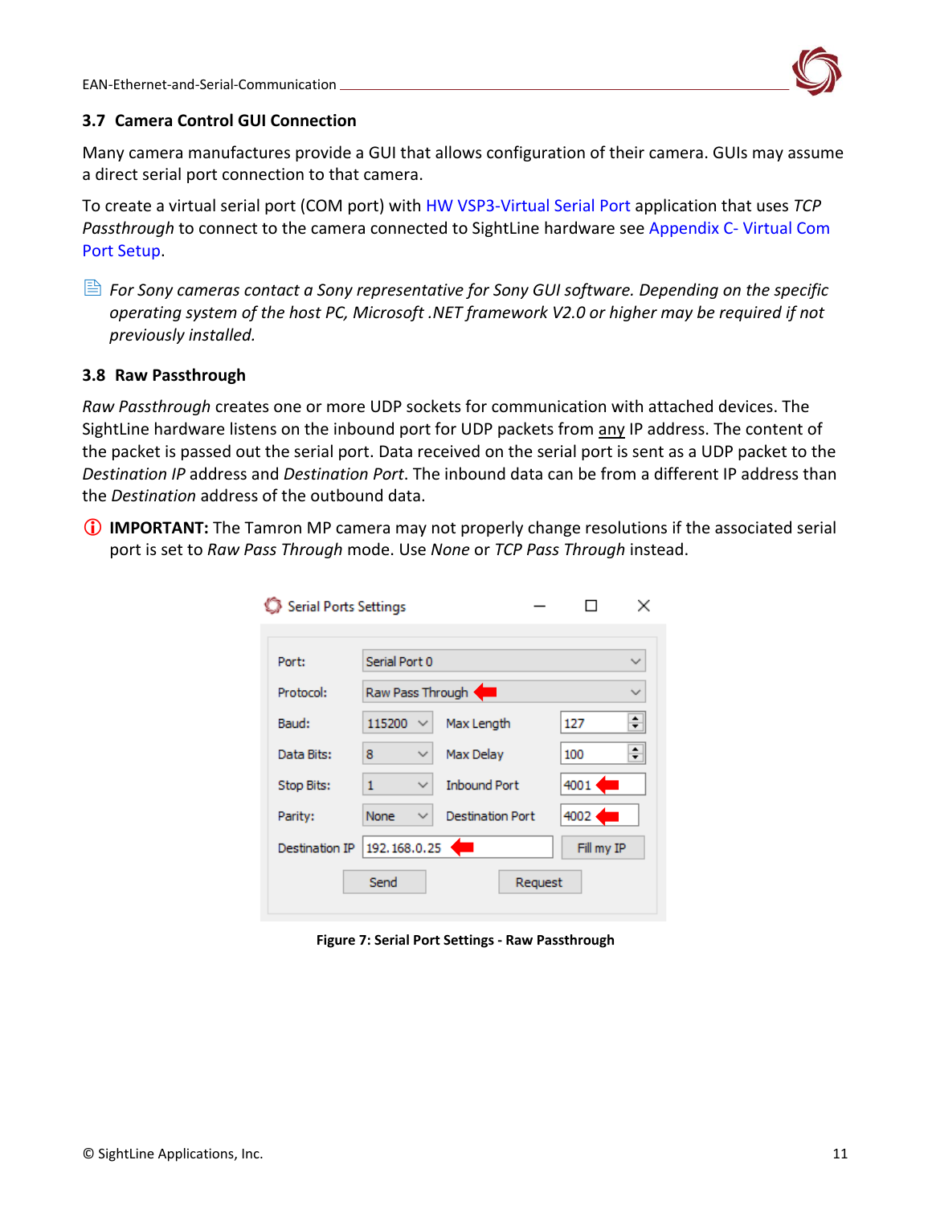### 3.7 Camera Control GUI Connection

Many camera manufactures provide a GUI that allows configuration of their camera. GUIs may assume a direct serial port connection to that camera.

To create a virtual serial port (COM port) with HW VSP3-Virtual Serial Port application that uses *TCP Passthrough* to connect to the camera connected to SightLine hardware see Appendix C- Virtual Com Port Setup.

*For Sony cameras contact a Sony representative for Sony GUI software. Depending on the specific operating system of the host PC, Microsoft .NET framework V2.0 or higher may be required if not previously installed.*

### 3.8 Raw Passthrough

*Raw Passthrough* creates one or more UDP sockets for communication with attached devices. The SightLine hardware listens on the inbound port for UDP packets from any IP address. The content of the packet is passed out the serial port. Data received on the serial port is sent as a UDP packet to the *Destination IP* address and *Destination Port*. The inbound data can be from a different IP address than the *Destination* address of the outbound data.

**IMPORTANT:** The Tamron MP camera may not properly change resolutions if the associated serial port is set to *Raw Pass Through* mode. Use *None* or *TCP Pass Through* instead.

Serial Ports Settings

| | | | |
|---|---|---|---|
| Port: | Serial Port 0 | | |
| Protocol: | Raw Pass Through | | |
| Baud: | 115200 | Max Length | 127 |
| Data Bits: | 8 | Max Delay | 100 |
| Stop Bits: | 1 | Inbound Port | 4001 |
| Parity: | None | Destination Port | 4002 |
| Destination IP | 192.168.0.25 | | Fill my IP |

Send    Request

**Figure 7: Serial Port Settings - Raw Passthrough**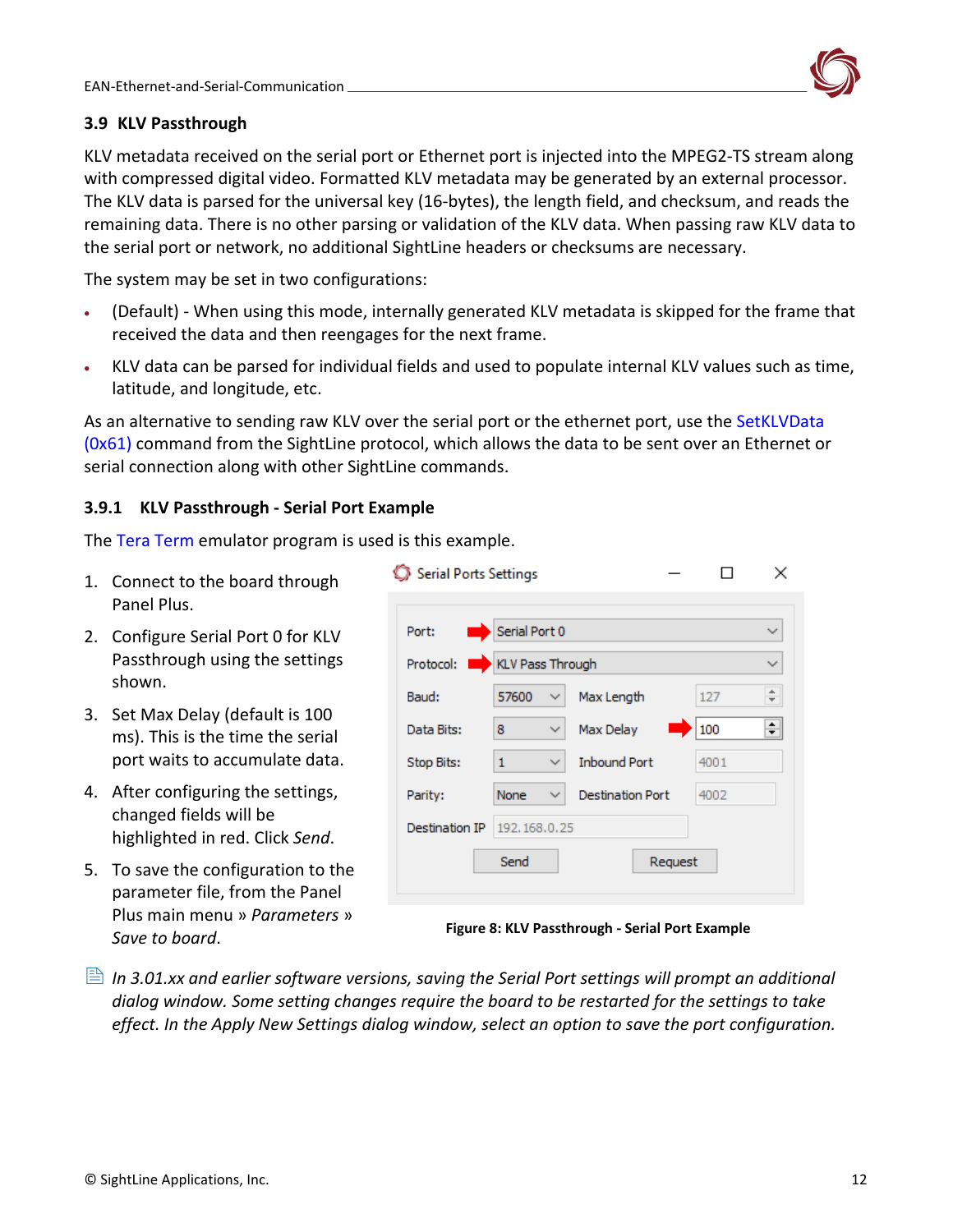### 3.9 KLV Passthrough

KLV metadata received on the serial port or Ethernet port is injected into the MPEG2-TS stream along with compressed digital video. Formatted KLV metadata may be generated by an external processor. The KLV data is parsed for the universal key (16-bytes), the length field, and checksum, and reads the remaining data. There is no other parsing or validation of the KLV data. When passing raw KLV data to the serial port or network, no additional SightLine headers or checksums are necessary.

The system may be set in two configurations:

- (Default) - When using this mode, internally generated KLV metadata is skipped for the frame that received the data and then reengages for the next frame.
- KLV data can be parsed for individual fields and used to populate internal KLV values such as time, latitude, and longitude, etc.

As an alternative to sending raw KLV over the serial port or the ethernet port, use the SetKLVData (0x61) command from the SightLine protocol, which allows the data to be sent over an Ethernet or serial connection along with other SightLine commands.

#### 3.9.1 KLV Passthrough - Serial Port Example

The Tera Term emulator program is used is this example.

1. Connect to the board through Panel Plus.
2. Configure Serial Port 0 for KLV Passthrough using the settings shown.
3. Set Max Delay (default is 100 ms). This is the time the serial port waits to accumulate data.
4. After configuring the settings, changed fields will be highlighted in red. Click *Send*.
5. To save the configuration to the parameter file, from the Panel Plus main menu » *Parameters* » *Save to board*.

**Figure 8: KLV Passthrough - Serial Port Example**

*In 3.01.xx and earlier software versions, saving the Serial Port settings will prompt an additional dialog window. Some setting changes require the board to be restarted for the settings to take effect. In the Apply New Settings dialog window, select an option to save the port configuration.*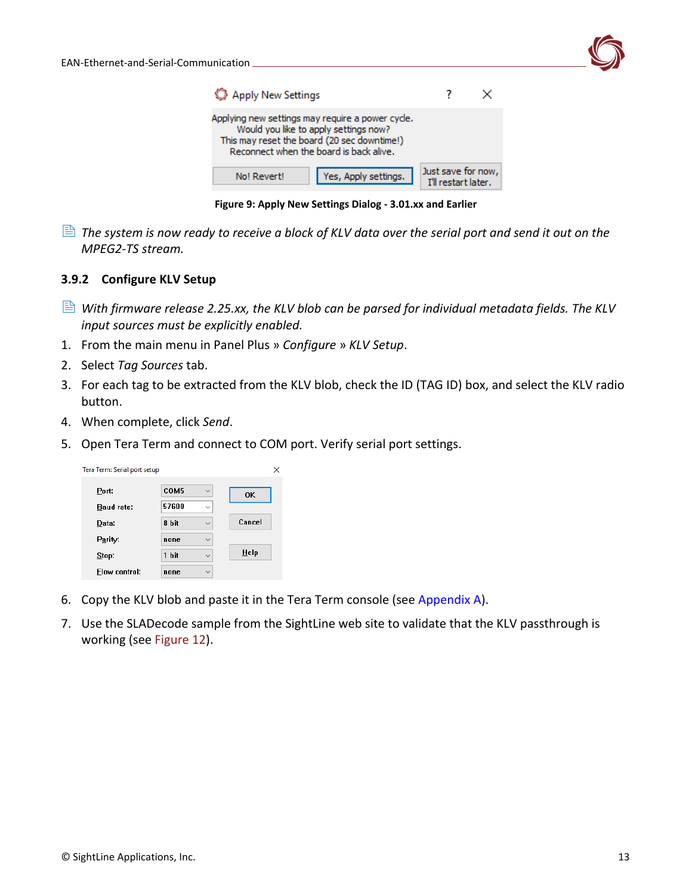Figure 9: Apply New Settings Dialog - 3.01.xx and Earlier

*The system is now ready to receive a block of KLV data over the serial port and send it out on the MPEG2-TS stream.*

### 3.9.2 Configure KLV Setup

*With firmware release 2.25.xx, the KLV blob can be parsed for individual metadata fields. The KLV input sources must be explicitly enabled.*

1. From the main menu in Panel Plus » *Configure* » *KLV Setup*.
2. Select *Tag Sources* tab.
3. For each tag to be extracted from the KLV blob, check the ID (TAG ID) box, and select the KLV radio button.
4. When complete, click *Send*.
5. Open Tera Term and connect to COM port. Verify serial port settings.
6. Copy the KLV blob and paste it in the Tera Term console (see Appendix A).
7. Use the SLADecode sample from the SightLine web site to validate that the KLV passthrough is working (see Figure 12).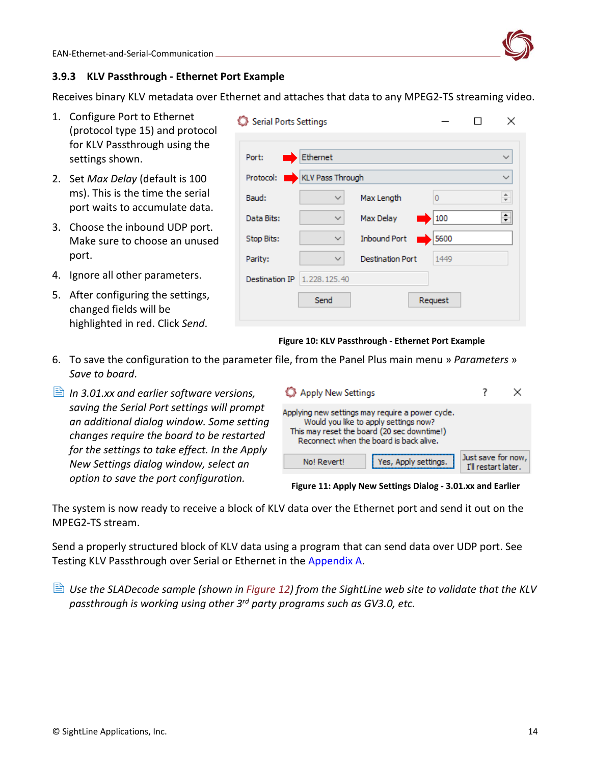### 3.9.3 KLV Passthrough - Ethernet Port Example

Receives binary KLV metadata over Ethernet and attaches that data to any MPEG2-TS streaming video.

1. Configure Port to Ethernet (protocol type 15) and protocol for KLV Passthrough using the settings shown.
2. Set *Max Delay* (default is 100 ms). This is the time the serial port waits to accumulate data.
3. Choose the inbound UDP port. Make sure to choose an unused port.
4. Ignore all other parameters.
5. After configuring the settings, changed fields will be highlighted in red. Click *Send*.

**Figure 10: KLV Passthrough - Ethernet Port Example**

6. To save the configuration to the parameter file, from the Panel Plus main menu » *Parameters* » *Save to board*.

*In 3.01.xx and earlier software versions, saving the Serial Port settings will prompt an additional dialog window. Some setting changes require the board to be restarted for the settings to take effect. In the Apply New Settings dialog window, select an option to save the port configuration.*

**Figure 11: Apply New Settings Dialog - 3.01.xx and Earlier**

The system is now ready to receive a block of KLV data over the Ethernet port and send it out on the MPEG2-TS stream.

Send a properly structured block of KLV data using a program that can send data over UDP port. See Testing KLV Passthrough over Serial or Ethernet in the Appendix A.

*Use the SLADecode sample (shown in Figure 12) from the SightLine web site to validate that the KLV passthrough is working using other 3rd party programs such as GV3.0, etc.*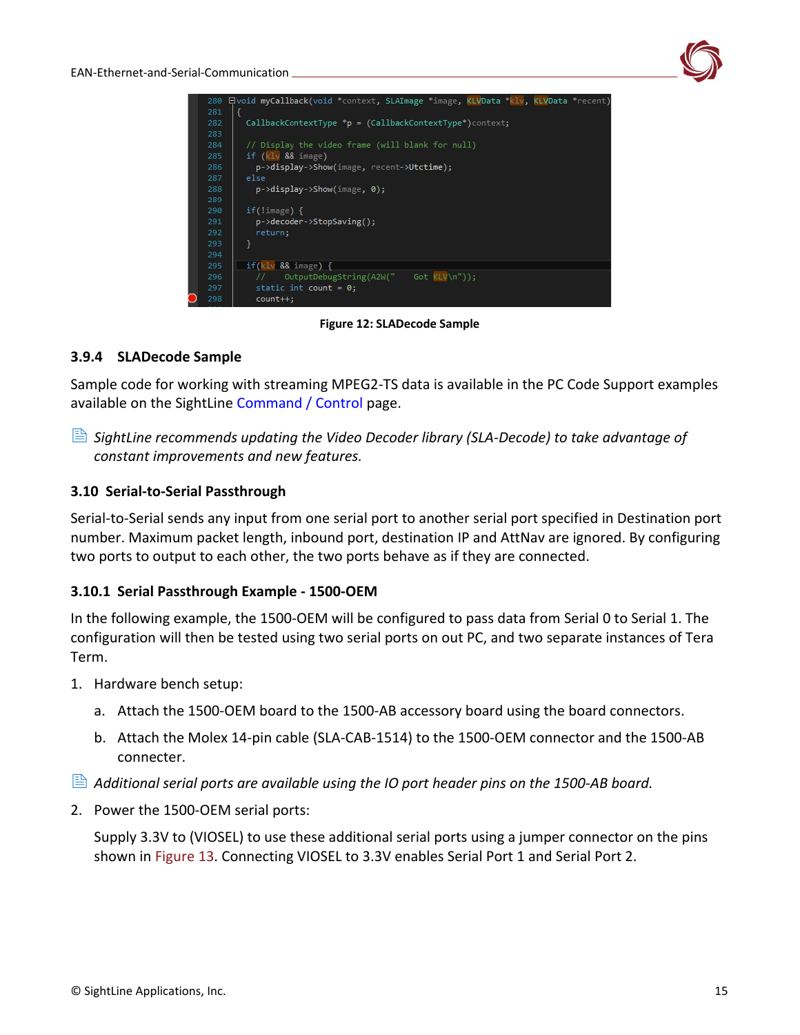```
280  void myCallback(void *context, SLAImage *image, KLVData *klv, KLVData *recent)
281  {
282    CallbackContextType *p = (CallbackContextType*)context;
283
284    // Display the video frame (will blank for null)
285    if (klv && image)
286      p->display->Show(image, recent->Utctime);
287    else
288      p->display->Show(image, 0);
289
290    if(!image) {
291      p->decoder->StopSaving();
292      return;
293    }
294
295    if(klv && image) {
296      //    OutputDebugString(A2W("    Got KLV\n"));
297      static int count = 0;
298      count++;
```

**Figure 12: SLADecode Sample**

### 3.9.4 SLADecode Sample

Sample code for working with streaming MPEG2-TS data is available in the PC Code Support examples available on the SightLine Command / Control page.

*SightLine recommends updating the Video Decoder library (SLA-Decode) to take advantage of constant improvements and new features.*

## 3.10 Serial-to-Serial Passthrough

Serial-to-Serial sends any input from one serial port to another serial port specified in Destination port number. Maximum packet length, inbound port, destination IP and AttNav are ignored. By configuring two ports to output to each other, the two ports behave as if they are connected.

### 3.10.1 Serial Passthrough Example - 1500-OEM

In the following example, the 1500-OEM will be configured to pass data from Serial 0 to Serial 1. The configuration will then be tested using two serial ports on out PC, and two separate instances of Tera Term.

1. Hardware bench setup:
   a. Attach the 1500-OEM board to the 1500-AB accessory board using the board connectors.
   b. Attach the Molex 14-pin cable (SLA-CAB-1514) to the 1500-OEM connector and the 1500-AB connecter.

*Additional serial ports are available using the IO port header pins on the 1500-AB board.*

2. Power the 1500-OEM serial ports:

   Supply 3.3V to (VIOSEL) to use these additional serial ports using a jumper connector on the pins shown in Figure 13. Connecting VIOSEL to 3.3V enables Serial Port 1 and Serial Port 2.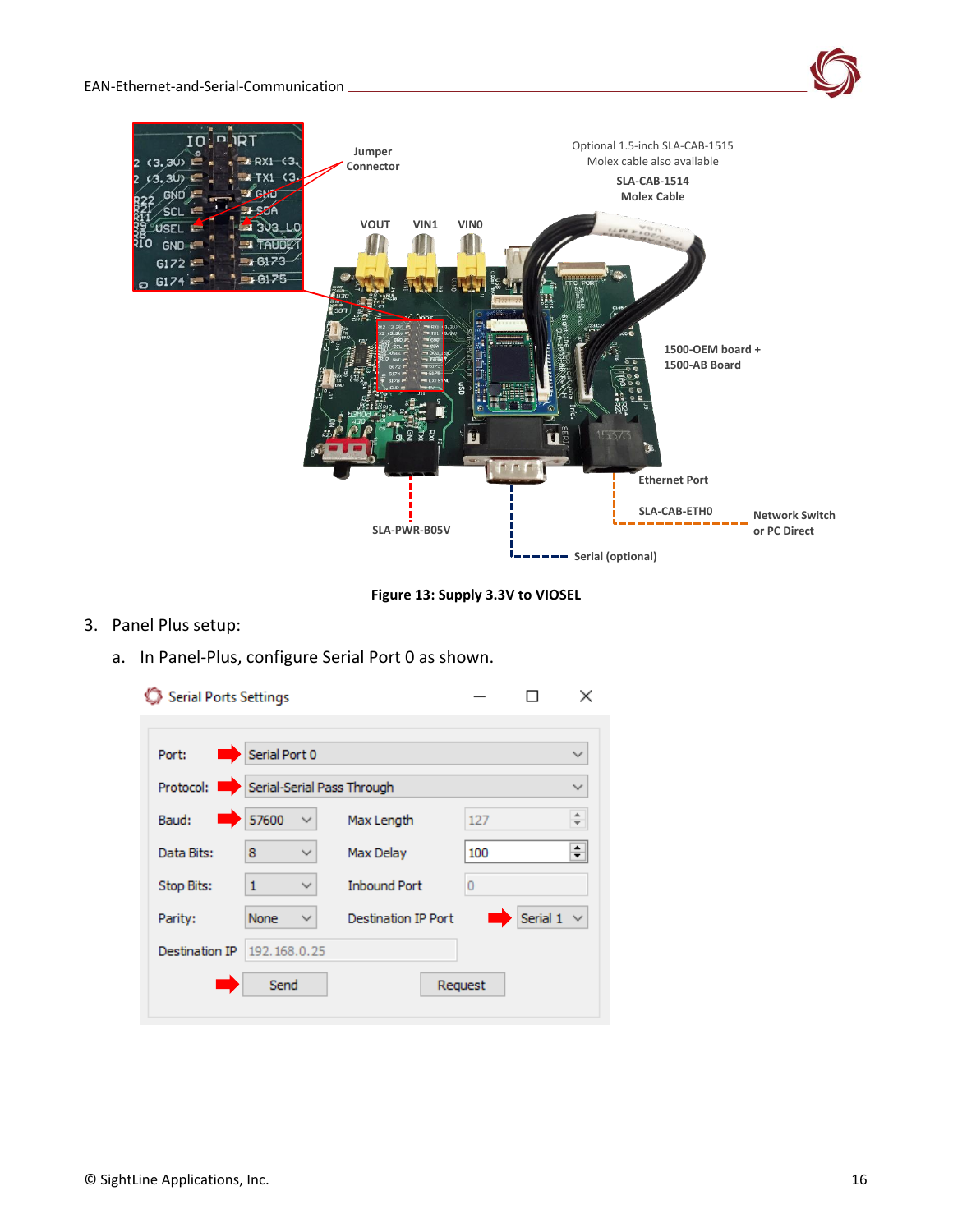Figure 13: Supply 3.3V to VIOSEL

3. Panel Plus setup:

   a. In Panel-Plus, configure Serial Port 0 as shown.

**Serial Ports Settings**

| Setting | Value | Setting | Value |
|---|---|---|---|
| Port: | Serial Port 0 | | |
| Protocol: | Serial-Serial Pass Through | | |
| Baud: | 57600 | Max Length | 127 |
| Data Bits: | 8 | Max Delay | 100 |
| Stop Bits: | 1 | Inbound Port | 0 |
| Parity: | None | Destination IP Port | Serial 1 |
| Destination IP | 192.168.0.25 | | |

Send | Request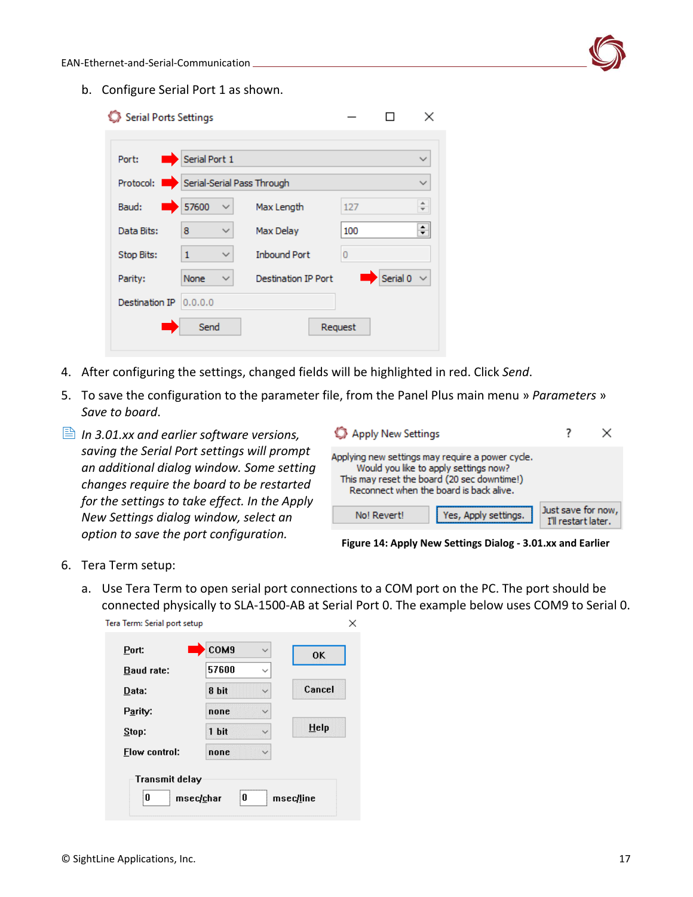b. Configure Serial Port 1 as shown.

Serial Ports Settings

| | | | |
|---|---|---|---|
| Port: | Serial Port 1 | | |
| Protocol: | Serial-Serial Pass Through | | |
| Baud: | 57600 | Max Length | 127 |
| Data Bits: | 8 | Max Delay | 100 |
| Stop Bits: | 1 | Inbound Port | 0 |
| Parity: | None | Destination IP Port | Serial 0 |
| Destination IP | 0.0.0.0 | | |

Send | Request

4. After configuring the settings, changed fields will be highlighted in red. Click *Send*.

5. To save the configuration to the parameter file, from the Panel Plus main menu » *Parameters* » *Save to board*.

*In 3.01.xx and earlier software versions, saving the Serial Port settings will prompt an additional dialog window. Some setting changes require the board to be restarted for the settings to take effect. In the Apply New Settings dialog window, select an option to save the port configuration.*

Apply New Settings

Applying new settings may require a power cycle.
Would you like to apply settings now?
This may reset the board (20 sec downtime!)
Reconnect when the board is back alive.

No! Revert! | Yes, Apply settings. | Just save for now, I'll restart later.

**Figure 14: Apply New Settings Dialog - 3.01.xx and Earlier**

6. Tera Term setup:

a. Use Tera Term to open serial port connections to a COM port on the PC. The port should be connected physically to SLA-1500-AB at Serial Port 0. The example below uses COM9 to Serial 0.

Tera Term: Serial port setup

| | |
|---|---|
| Port: | COM9 |
| Baud rate: | 57600 |
| Data: | 8 bit |
| Parity: | none |
| Stop: | 1 bit |
| Flow control: | none |

OK | Cancel | Help

Transmit delay: 0 msec/char, 0 msec/line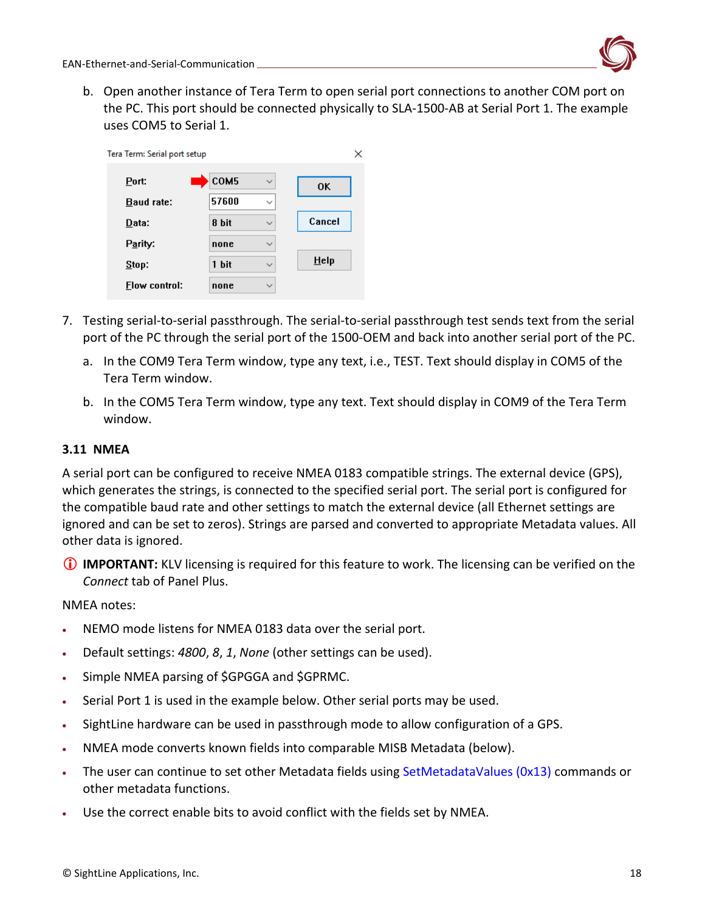b. Open another instance of Tera Term to open serial port connections to another COM port on the PC. This port should be connected physically to SLA-1500-AB at Serial Port 1. The example uses COM5 to Serial 1.

Tera Term: Serial port setup

| | | |
|---|---|---|
| Port: | COM5 | OK |
| Baud rate: | 57600 | Cancel |
| Data: | 8 bit | |
| Parity: | none | Help |
| Stop: | 1 bit | |
| Flow control: | none | |

7. Testing serial-to-serial passthrough. The serial-to-serial passthrough test sends text from the serial port of the PC through the serial port of the 1500-OEM and back into another serial port of the PC.
   a. In the COM9 Tera Term window, type any text, i.e., TEST. Text should display in COM5 of the Tera Term window.
   b. In the COM5 Tera Term window, type any text. Text should display in COM9 of the Tera Term window.

### 3.11 NMEA

A serial port can be configured to receive NMEA 0183 compatible strings. The external device (GPS), which generates the strings, is connected to the specified serial port. The serial port is configured for the compatible baud rate and other settings to match the external device (all Ethernet settings are ignored and can be set to zeros). Strings are parsed and converted to appropriate Metadata values. All other data is ignored.

**IMPORTANT:** KLV licensing is required for this feature to work. The licensing can be verified on the *Connect* tab of Panel Plus.

NMEA notes:

- NEMO mode listens for NMEA 0183 data over the serial port.
- Default settings: *4800*, *8*, *1*, *None* (other settings can be used).
- Simple NMEA parsing of $GPGGA and $GPRMC.
- Serial Port 1 is used in the example below. Other serial ports may be used.
- SightLine hardware can be used in passthrough mode to allow configuration of a GPS.
- NMEA mode converts known fields into comparable MISB Metadata (below).
- The user can continue to set other Metadata fields using SetMetadataValues (0x13) commands or other metadata functions.
- Use the correct enable bits to avoid conflict with the fields set by NMEA.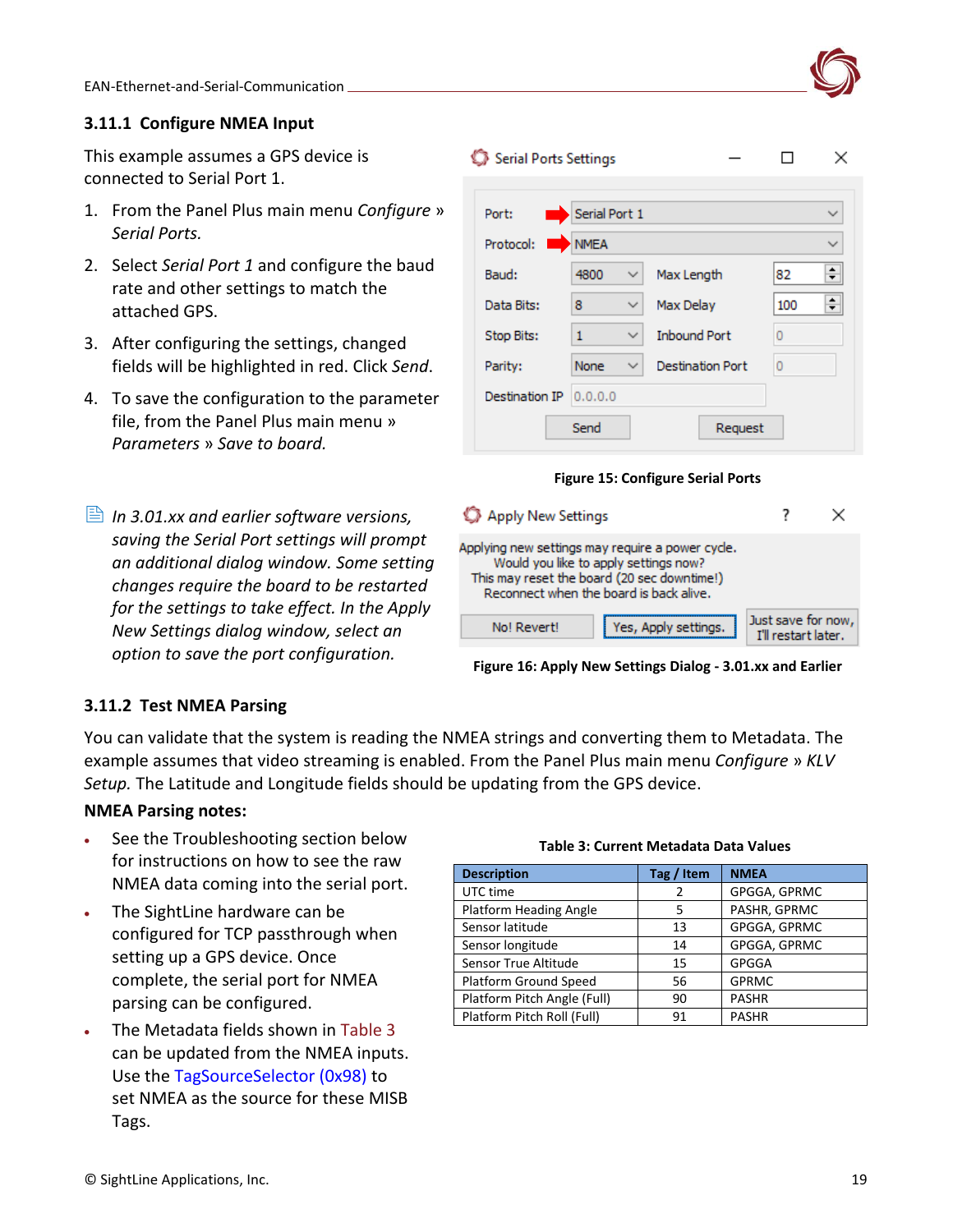### 3.11.1 Configure NMEA Input

This example assumes a GPS device is connected to Serial Port 1.

1. From the Panel Plus main menu *Configure » Serial Ports.*
2. Select *Serial Port 1* and configure the baud rate and other settings to match the attached GPS.
3. After configuring the settings, changed fields will be highlighted in red. Click *Send*.
4. To save the configuration to the parameter file, from the Panel Plus main menu » *Parameters » Save to board.*

Figure 15: Configure Serial Ports

*In 3.01.xx and earlier software versions, saving the Serial Port settings will prompt an additional dialog window. Some setting changes require the board to be restarted for the settings to take effect. In the Apply New Settings dialog window, select an option to save the port configuration.*

Figure 16: Apply New Settings Dialog - 3.01.xx and Earlier

### 3.11.2 Test NMEA Parsing

You can validate that the system is reading the NMEA strings and converting them to Metadata. The example assumes that video streaming is enabled. From the Panel Plus main menu *Configure » KLV Setup.* The Latitude and Longitude fields should be updating from the GPS device.

**NMEA Parsing notes:**

- See the Troubleshooting section below for instructions on how to see the raw NMEA data coming into the serial port.
- The SightLine hardware can be configured for TCP passthrough when setting up a GPS device. Once complete, the serial port for NMEA parsing can be configured.
- The Metadata fields shown in Table 3 can be updated from the NMEA inputs. Use the TagSourceSelector (0x98) to set NMEA as the source for these MISB Tags.

**Table 3: Current Metadata Data Values**

| Description | Tag / Item | NMEA |
|---|---|---|
| UTC time | 2 | GPGGA, GPRMC |
| Platform Heading Angle | 5 | PASHR, GPRMC |
| Sensor latitude | 13 | GPGGA, GPRMC |
| Sensor longitude | 14 | GPGGA, GPRMC |
| Sensor True Altitude | 15 | GPGGA |
| Platform Ground Speed | 56 | GPRMC |
| Platform Pitch Angle (Full) | 90 | PASHR |
| Platform Pitch Roll (Full) | 91 | PASHR |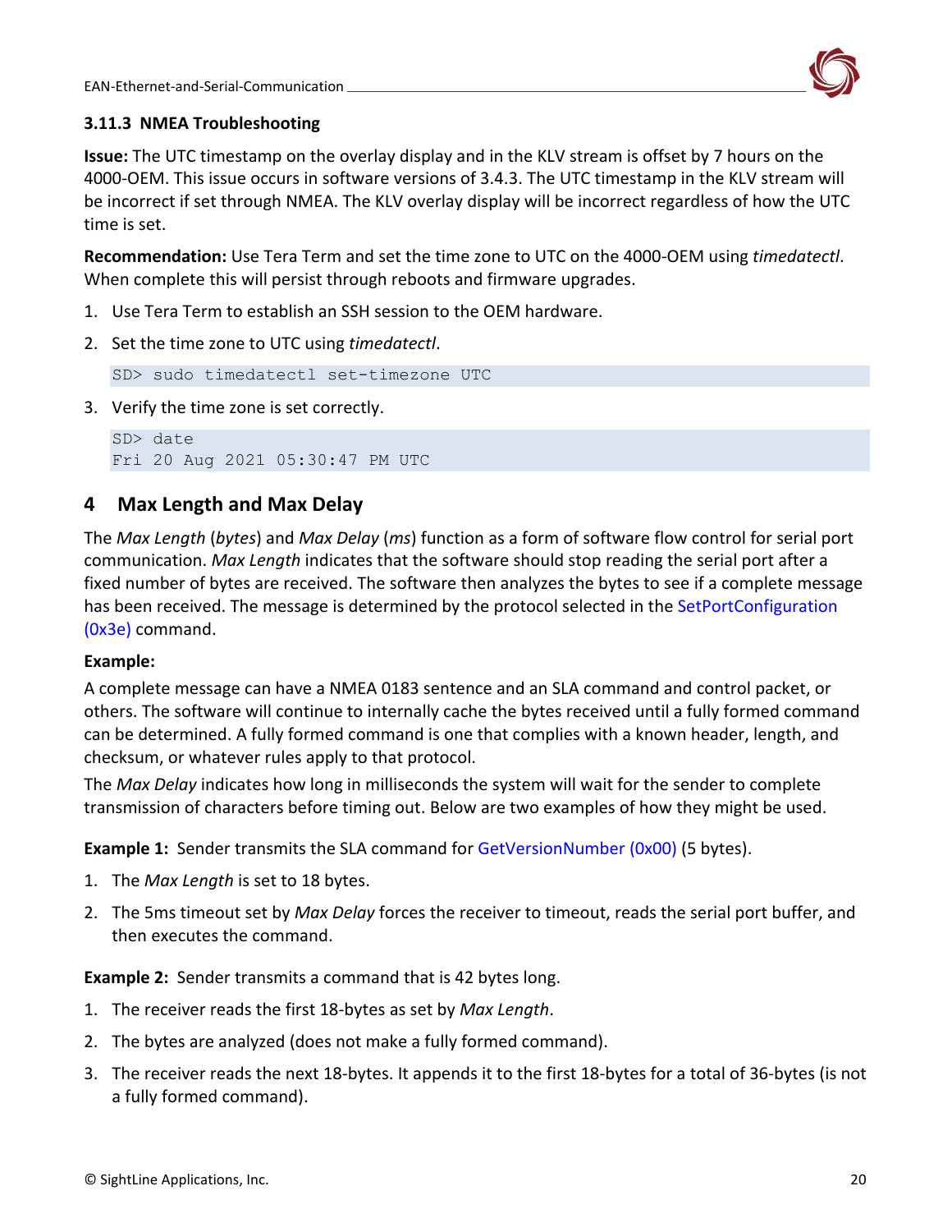### 3.11.3 NMEA Troubleshooting

**Issue:** The UTC timestamp on the overlay display and in the KLV stream is offset by 7 hours on the 4000-OEM. This issue occurs in software versions of 3.4.3. The UTC timestamp in the KLV stream will be incorrect if set through NMEA. The KLV overlay display will be incorrect regardless of how the UTC time is set.

**Recommendation:** Use Tera Term and set the time zone to UTC on the 4000-OEM using *timedatectl*. When complete this will persist through reboots and firmware upgrades.

1. Use Tera Term to establish an SSH session to the OEM hardware.
2. Set the time zone to UTC using *timedatectl*.

```
SD> sudo timedatectl set-timezone UTC
```

3. Verify the time zone is set correctly.

```
SD> date
Fri 20 Aug 2021 05:30:47 PM UTC
```

# 4 Max Length and Max Delay

The *Max Length* (*bytes*) and *Max Delay* (*ms*) function as a form of software flow control for serial port communication. *Max Length* indicates that the software should stop reading the serial port after a fixed number of bytes are received. The software then analyzes the bytes to see if a complete message has been received. The message is determined by the protocol selected in the SetPortConfiguration (0x3e) command.

**Example:**

A complete message can have a NMEA 0183 sentence and an SLA command and control packet, or others. The software will continue to internally cache the bytes received until a fully formed command can be determined. A fully formed command is one that complies with a known header, length, and checksum, or whatever rules apply to that protocol.

The *Max Delay* indicates how long in milliseconds the system will wait for the sender to complete transmission of characters before timing out. Below are two examples of how they might be used.

**Example 1:** Sender transmits the SLA command for GetVersionNumber (0x00) (5 bytes).

1. The *Max Length* is set to 18 bytes.
2. The 5ms timeout set by *Max Delay* forces the receiver to timeout, reads the serial port buffer, and then executes the command.

**Example 2:** Sender transmits a command that is 42 bytes long.

1. The receiver reads the first 18-bytes as set by *Max Length*.
2. The bytes are analyzed (does not make a fully formed command).
3. The receiver reads the next 18-bytes. It appends it to the first 18-bytes for a total of 36-bytes (is not a fully formed command).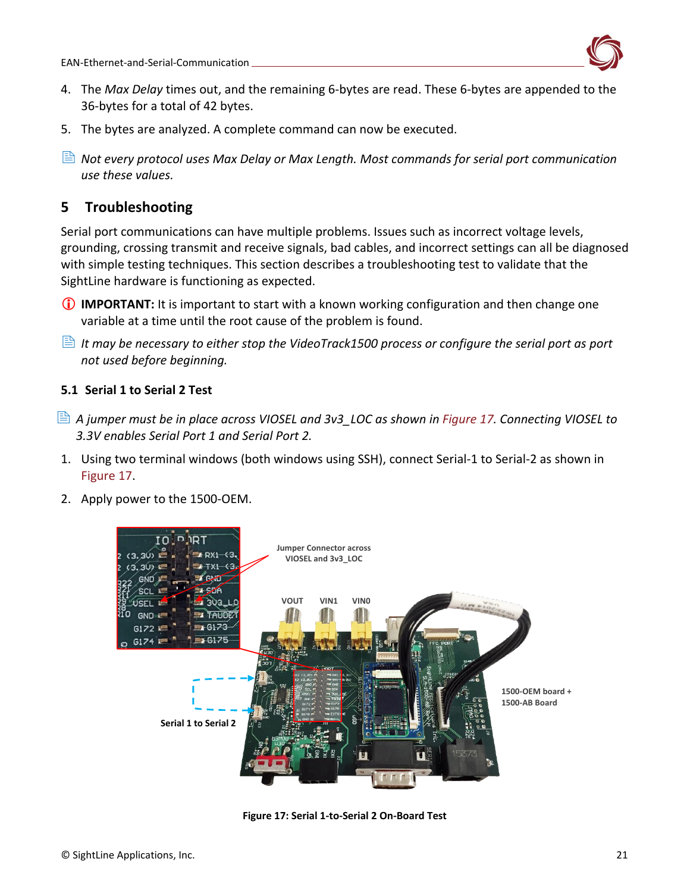4. The *Max Delay* times out, and the remaining 6-bytes are read. These 6-bytes are appended to the 36-bytes for a total of 42 bytes.
5. The bytes are analyzed. A complete command can now be executed.

*Not every protocol uses Max Delay or Max Length. Most commands for serial port communication use these values.*

# 5 Troubleshooting

Serial port communications can have multiple problems. Issues such as incorrect voltage levels, grounding, crossing transmit and receive signals, bad cables, and incorrect settings can all be diagnosed with simple testing techniques. This section describes a troubleshooting test to validate that the SightLine hardware is functioning as expected.

**IMPORTANT:** It is important to start with a known working configuration and then change one variable at a time until the root cause of the problem is found.

*It may be necessary to either stop the VideoTrack1500 process or configure the serial port as port not used before beginning.*

## 5.1 Serial 1 to Serial 2 Test

*A jumper must be in place across VIOSEL and 3v3_LOC as shown in Figure 17. Connecting VIOSEL to 3.3V enables Serial Port 1 and Serial Port 2.*

1. Using two terminal windows (both windows using SSH), connect Serial-1 to Serial-2 as shown in Figure 17.
2. Apply power to the 1500-OEM.

**Figure 17: Serial 1-to-Serial 2 On-Board Test**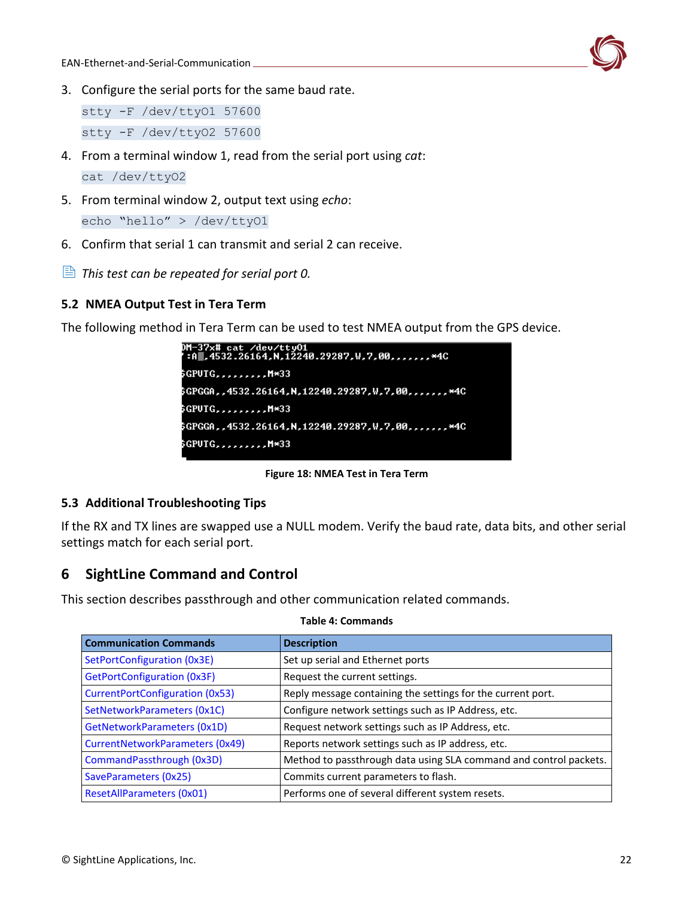3. Configure the serial ports for the same baud rate.

```
stty -F /dev/ttyO1 57600
stty -F /dev/ttyO2 57600
```

4. From a terminal window 1, read from the serial port using *cat*:

```
cat /dev/ttyO2
```

5. From terminal window 2, output text using *echo*:

```
echo "hello" > /dev/ttyO1
```

6. Confirm that serial 1 can transmit and serial 2 can receive.

*This test can be repeated for serial port 0.*

### 5.2 NMEA Output Test in Tera Term

The following method in Tera Term can be used to test NMEA output from the GPS device.

```
DM-37x# cat /dev/ttyO1
:A▒,4532.26164,N,12240.29287,W,7,00,,,,,,,*4C

$GPVTG,,,,,,,,,M*33

$GPGGA,,4532.26164,N,12240.29287,W,7,00,,,,,,,*4C

$GPVTG,,,,,,,,,M*33

$GPGGA,,4532.26164,N,12240.29287,W,7,00,,,,,,,*4C

$GPVTG,,,,,,,,,M*33
```

**Figure 18: NMEA Test in Tera Term**

### 5.3 Additional Troubleshooting Tips

If the RX and TX lines are swapped use a NULL modem. Verify the baud rate, data bits, and other serial settings match for each serial port.

## 6 SightLine Command and Control

This section describes passthrough and other communication related commands.

**Table 4: Commands**

| Communication Commands | Description |
| --- | --- |
| SetPortConfiguration (0x3E) | Set up serial and Ethernet ports |
| GetPortConfiguration (0x3F) | Request the current settings. |
| CurrentPortConfiguration (0x53) | Reply message containing the settings for the current port. |
| SetNetworkParameters (0x1C) | Configure network settings such as IP Address, etc. |
| GetNetworkParameters (0x1D) | Request network settings such as IP Address, etc. |
| CurrentNetworkParameters (0x49) | Reports network settings such as IP address, etc. |
| CommandPassthrough (0x3D) | Method to passthrough data using SLA command and control packets. |
| SaveParameters (0x25) | Commits current parameters to flash. |
| ResetAllParameters (0x01) | Performs one of several different system resets. |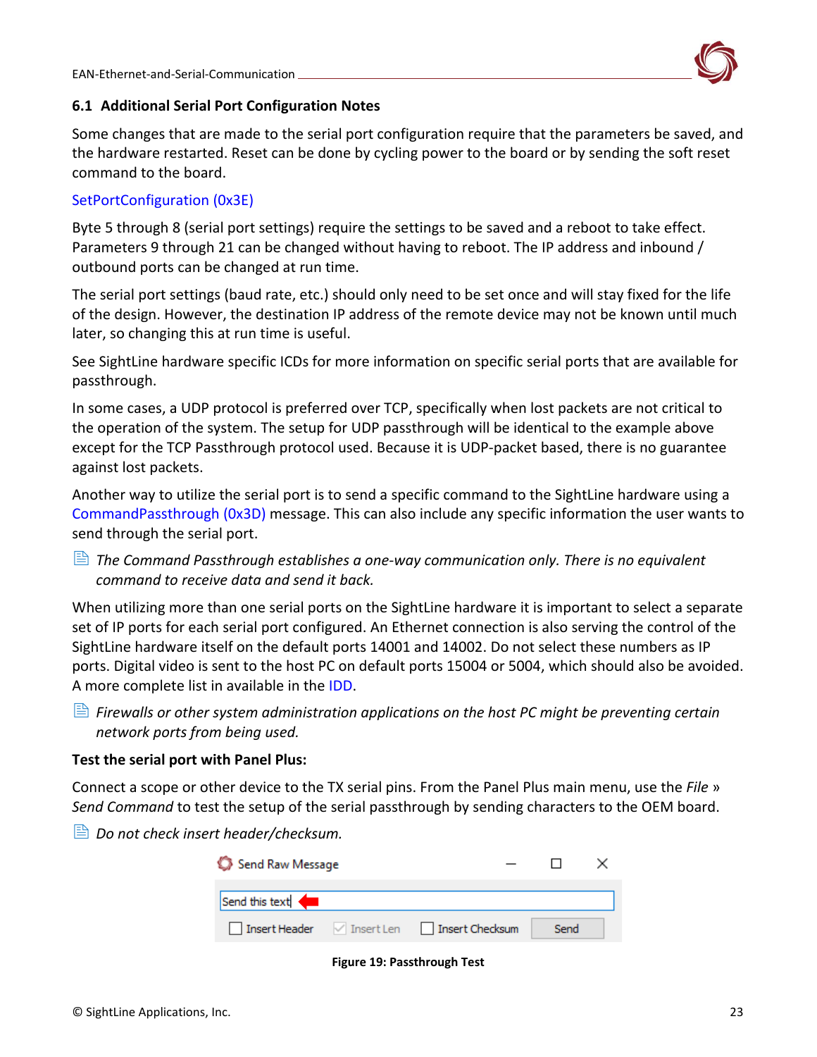### 6.1 Additional Serial Port Configuration Notes

Some changes that are made to the serial port configuration require that the parameters be saved, and the hardware restarted. Reset can be done by cycling power to the board or by sending the soft reset command to the board.

SetPortConfiguration (0x3E)

Byte 5 through 8 (serial port settings) require the settings to be saved and a reboot to take effect. Parameters 9 through 21 can be changed without having to reboot. The IP address and inbound / outbound ports can be changed at run time.

The serial port settings (baud rate, etc.) should only need to be set once and will stay fixed for the life of the design. However, the destination IP address of the remote device may not be known until much later, so changing this at run time is useful.

See SightLine hardware specific ICDs for more information on specific serial ports that are available for passthrough.

In some cases, a UDP protocol is preferred over TCP, specifically when lost packets are not critical to the operation of the system. The setup for UDP passthrough will be identical to the example above except for the TCP Passthrough protocol used. Because it is UDP-packet based, there is no guarantee against lost packets.

Another way to utilize the serial port is to send a specific command to the SightLine hardware using a CommandPassthrough (0x3D) message. This can also include any specific information the user wants to send through the serial port.

*The Command Passthrough establishes a one-way communication only. There is no equivalent command to receive data and send it back.*

When utilizing more than one serial ports on the SightLine hardware it is important to select a separate set of IP ports for each serial port configured. An Ethernet connection is also serving the control of the SightLine hardware itself on the default ports 14001 and 14002. Do not select these numbers as IP ports. Digital video is sent to the host PC on default ports 15004 or 5004, which should also be avoided. A more complete list in available in the IDD.

*Firewalls or other system administration applications on the host PC might be preventing certain network ports from being used.*

**Test the serial port with Panel Plus:**

Connect a scope or other device to the TX serial pins. From the Panel Plus main menu, use the *File » Send Command* to test the setup of the serial passthrough by sending characters to the OEM board.

*Do not check insert header/checksum.*

**Figure 19: Passthrough Test**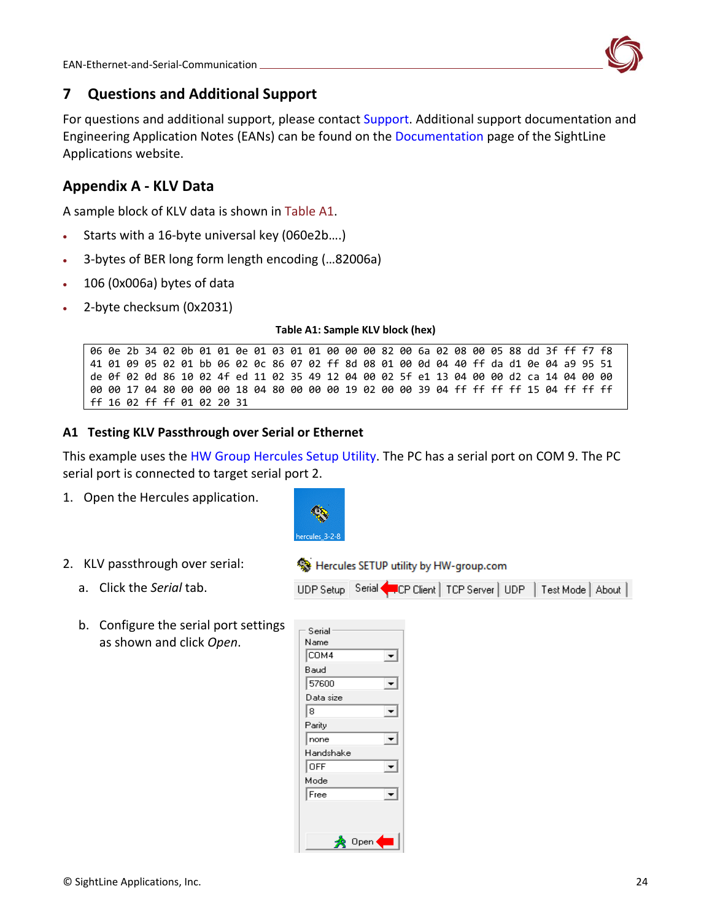# 7 Questions and Additional Support

For questions and additional support, please contact Support. Additional support documentation and Engineering Application Notes (EANs) can be found on the Documentation page of the SightLine Applications website.

## Appendix A - KLV Data

A sample block of KLV data is shown in Table A1.

- Starts with a 16-byte universal key (060e2b….)
- 3-bytes of BER long form length encoding (…82006a)
- 106 (0x006a) bytes of data
- 2-byte checksum (0x2031)

**Table A1: Sample KLV block (hex)**

```
06 0e 2b 34 02 0b 01 01 0e 01 03 01 01 00 00 00 82 00 6a 02 08 00 05 88 dd 3f ff f7 f8
41 01 09 05 02 01 bb 06 02 0c 86 07 02 ff 8d 08 01 00 0d 04 40 ff da d1 0e 04 a9 95 51
de 0f 02 0d 86 10 02 4f ed 11 02 35 49 12 04 00 02 5f e1 13 04 00 00 d2 ca 14 04 00 00
00 00 17 04 80 00 00 00 18 04 80 00 00 00 19 02 00 00 39 04 ff ff ff ff 15 04 ff ff ff
ff 16 02 ff ff 01 02 20 31
```

### A1 Testing KLV Passthrough over Serial or Ethernet

This example uses the HW Group Hercules Setup Utility. The PC has a serial port on COM 9. The PC serial port is connected to target serial port 2.

1. Open the Hercules application.
2. KLV passthrough over serial:
   a. Click the *Serial* tab.
   b. Configure the serial port settings as shown and click *Open*.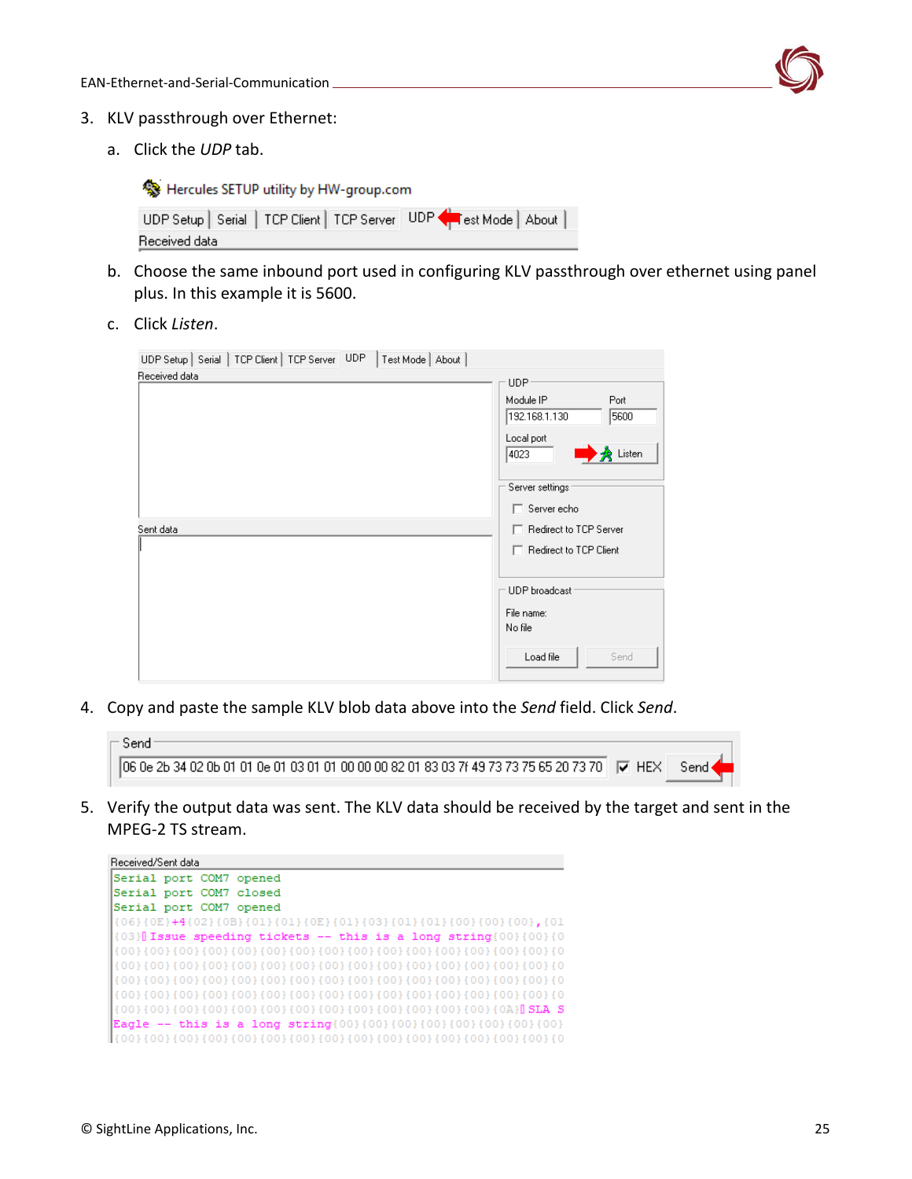3. KLV passthrough over Ethernet:

    a. Click the *UDP* tab.

    b. Choose the same inbound port used in configuring KLV passthrough over ethernet using panel plus. In this example it is 5600.

    c. Click *Listen*.

4. Copy and paste the sample KLV blob data above into the *Send* field. Click *Send*.

5. Verify the output data was sent. The KLV data should be received by the target and sent in the MPEG-2 TS stream.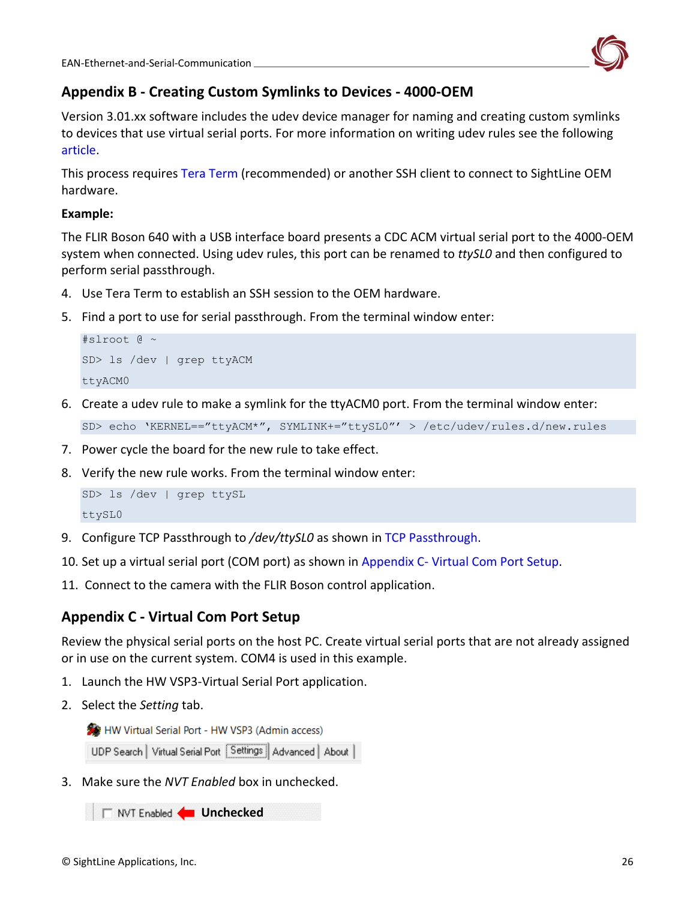## Appendix B - Creating Custom Symlinks to Devices - 4000-OEM

Version 3.01.xx software includes the udev device manager for naming and creating custom symlinks to devices that use virtual serial ports. For more information on writing udev rules see the following article.

This process requires Tera Term (recommended) or another SSH client to connect to SightLine OEM hardware.

**Example:**

The FLIR Boson 640 with a USB interface board presents a CDC ACM virtual serial port to the 4000-OEM system when connected. Using udev rules, this port can be renamed to *ttySL0* and then configured to perform serial passthrough.

4. Use Tera Term to establish an SSH session to the OEM hardware.
5. Find a port to use for serial passthrough. From the terminal window enter:

```
#slroot @ ~
SD> ls /dev | grep ttyACM
ttyACM0
```

6. Create a udev rule to make a symlink for the ttyACM0 port. From the terminal window enter:

```
SD> echo 'KERNEL=="ttyACM*", SYMLINK+="ttySL0"' > /etc/udev/rules.d/new.rules
```

7. Power cycle the board for the new rule to take effect.
8. Verify the new rule works. From the terminal window enter:

```
SD> ls /dev | grep ttySL
ttySL0
```

9. Configure TCP Passthrough to */dev/ttySL0* as shown in TCP Passthrough.
10. Set up a virtual serial port (COM port) as shown in Appendix C- Virtual Com Port Setup.
11. Connect to the camera with the FLIR Boson control application.

## Appendix C - Virtual Com Port Setup

Review the physical serial ports on the host PC. Create virtual serial ports that are not already assigned or in use on the current system. COM4 is used in this example.

1. Launch the HW VSP3-Virtual Serial Port application.
2. Select the *Setting* tab.

HW Virtual Serial Port - HW VSP3 (Admin access)

UDP Search | Virtual Serial Port | Settings | Advanced | About

3. Make sure the *NVT Enabled* box in unchecked.

NVT Enabled ← **Unchecked**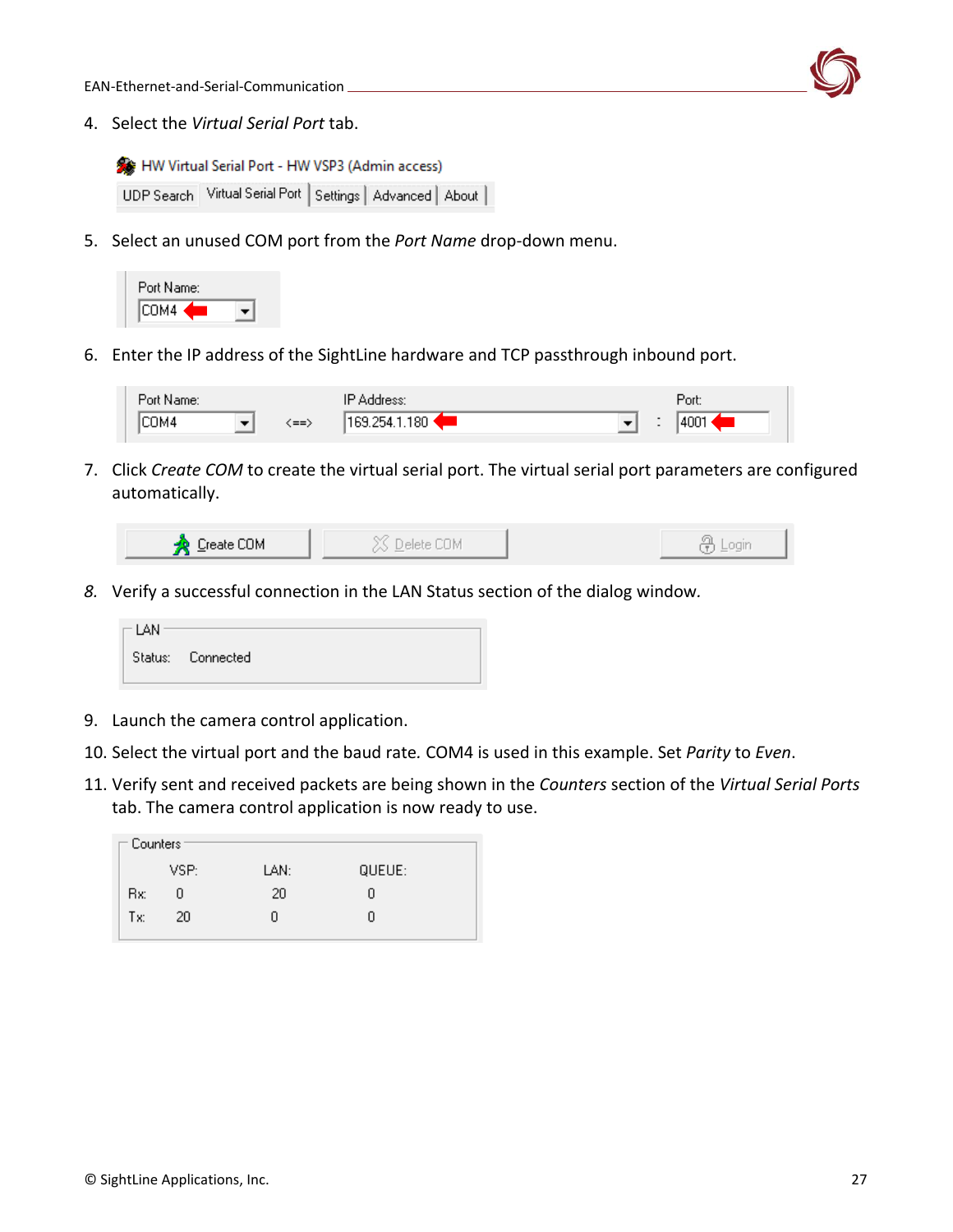4. Select the *Virtual Serial Port* tab.

5. Select an unused COM port from the *Port Name* drop-down menu.

6. Enter the IP address of the SightLine hardware and TCP passthrough inbound port.

7. Click *Create COM* to create the virtual serial port. The virtual serial port parameters are configured automatically.

8. Verify a successful connection in the LAN Status section of the dialog window.

9. Launch the camera control application.

10. Select the virtual port and the baud rate. COM4 is used in this example. Set *Parity* to *Even*.

11. Verify sent and received packets are being shown in the *Counters* section of the *Virtual Serial Ports* tab. The camera control application is now ready to use.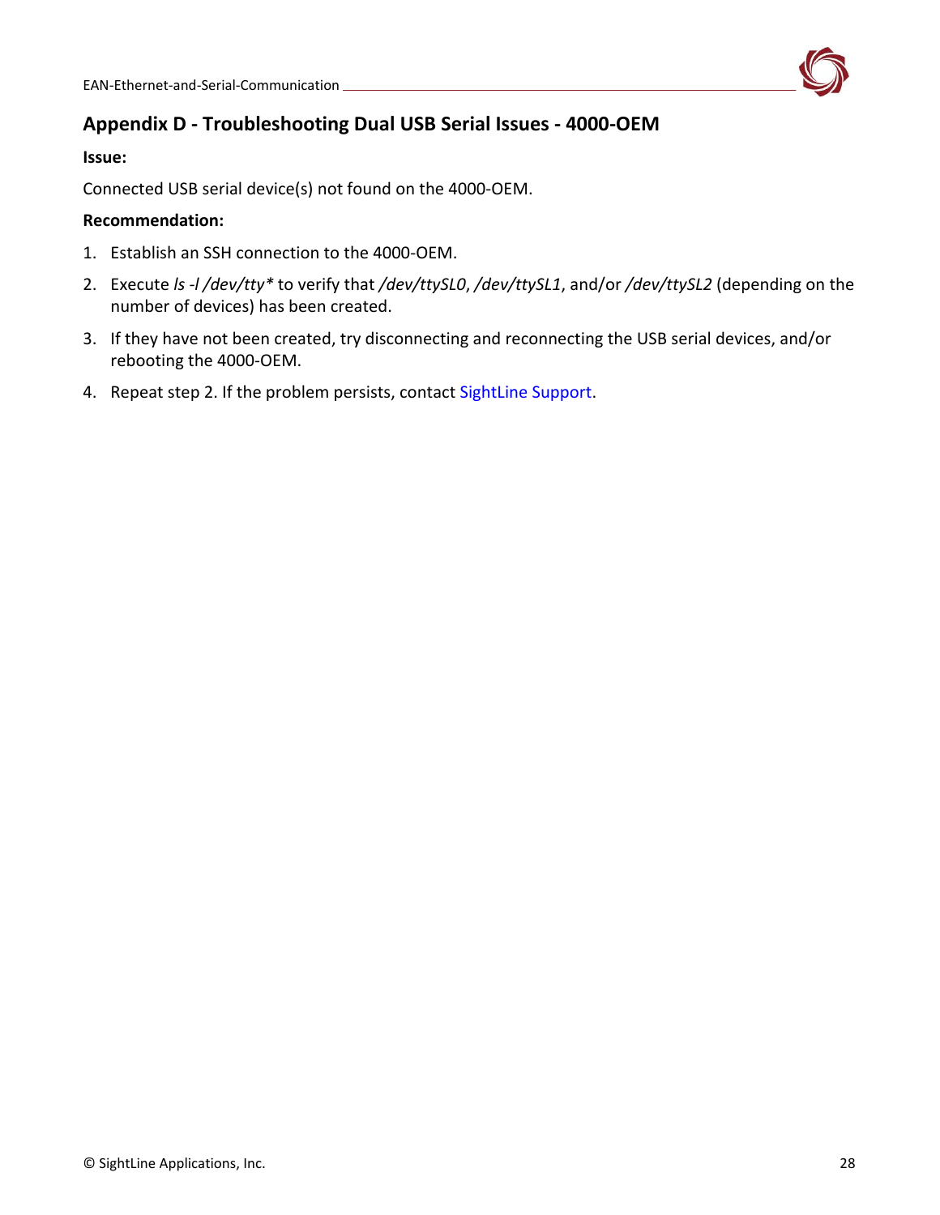## Appendix D - Troubleshooting Dual USB Serial Issues - 4000-OEM

**Issue:**

Connected USB serial device(s) not found on the 4000-OEM.

**Recommendation:**

1. Establish an SSH connection to the 4000-OEM.
2. Execute *ls -l /dev/tty** to verify that */dev/ttySL0*, */dev/ttySL1*, and/or */dev/ttySL2* (depending on the number of devices) has been created.
3. If they have not been created, try disconnecting and reconnecting the USB serial devices, and/or rebooting the 4000-OEM.
4. Repeat step 2. If the problem persists, contact SightLine Support.